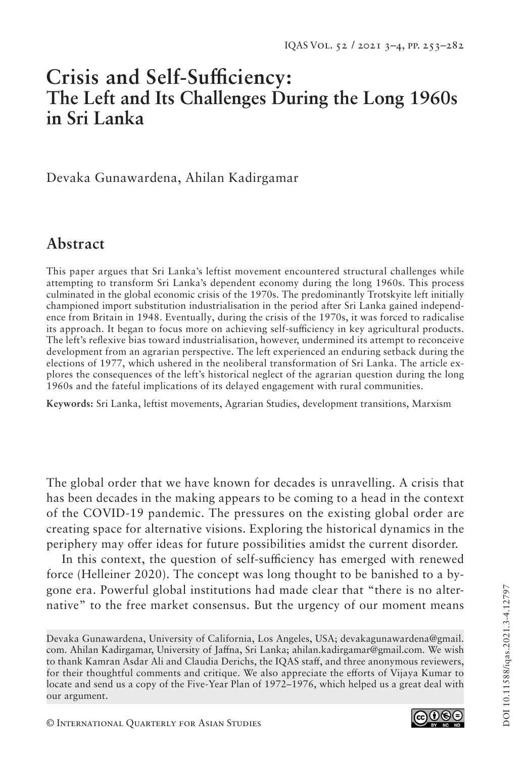# Crisis and Self-Sufficiency: The Left and Its Challenges During the Long 1960s in Sri Lanka

Devaka Gunawardena, Ahilan Kadirgamar

## Abstract

This paper argues that Sri Lanka's leftist movement encountered structural challenges while attempting to transform Sri Lanka's dependent economy during the long 1960s. This process culminated in the global economic crisis of the 1970s. The predominantly Trotskyite left initially championed import substitution industrialisation in the period after Sri Lanka gained independence from Britain in 1948. Eventually, during the crisis of the 1970s, it was forced to radicalise its approach. It began to focus more on achieving self-sufficiency in key agricultural products. The left's reflexive bias toward industrialisation, however, undermined its attempt to reconceive development from an agrarian perspective. The left experienced an enduring setback during the elections of 1977, which ushered in the neoliberal transformation of Sri Lanka. The article explores the consequences of the left's historical neglect of the agrarian question during the long 1960s and the fateful implications of its delayed engagement with rural communities.

**Keywords:** Sri Lanka, leftist movements, Agrarian Studies, development transitions, Marxism

The global order that we have known for decades is unravelling. A crisis that has been decades in the making appears to be coming to a head in the context of the COVID-19 pandemic. The pressures on the existing global order are creating space for alternative visions. Exploring the historical dynamics in the periphery may offer ideas for future possibilities amidst the current disorder.

In this context, the question of self-sufficiency has emerged with renewed force (Helleiner 2020). The concept was long thought to be banished to a bygone era. Powerful global institutions had made clear that "there is no alternative" to the free market consensus. But the urgency of our moment means

Devaka Gunawardena, University of California, Los Angeles, USA; devakagunawardena@gmail.com. Ahilan Kadirgamar, University of Jaffna, Sri Lanka; ahilan.kadirgamar@gmail.com. We wish to thank Kamran Asdar Ali and Claudia Derichs, the IQAS staff, and three anonymous reviewers, for their thoughtful comments and critique. We also appreciate the efforts of Vijaya Kumar to locate and send us a copy of the Five-Year Plan of 1972–1976, which helped us a great deal with our argument.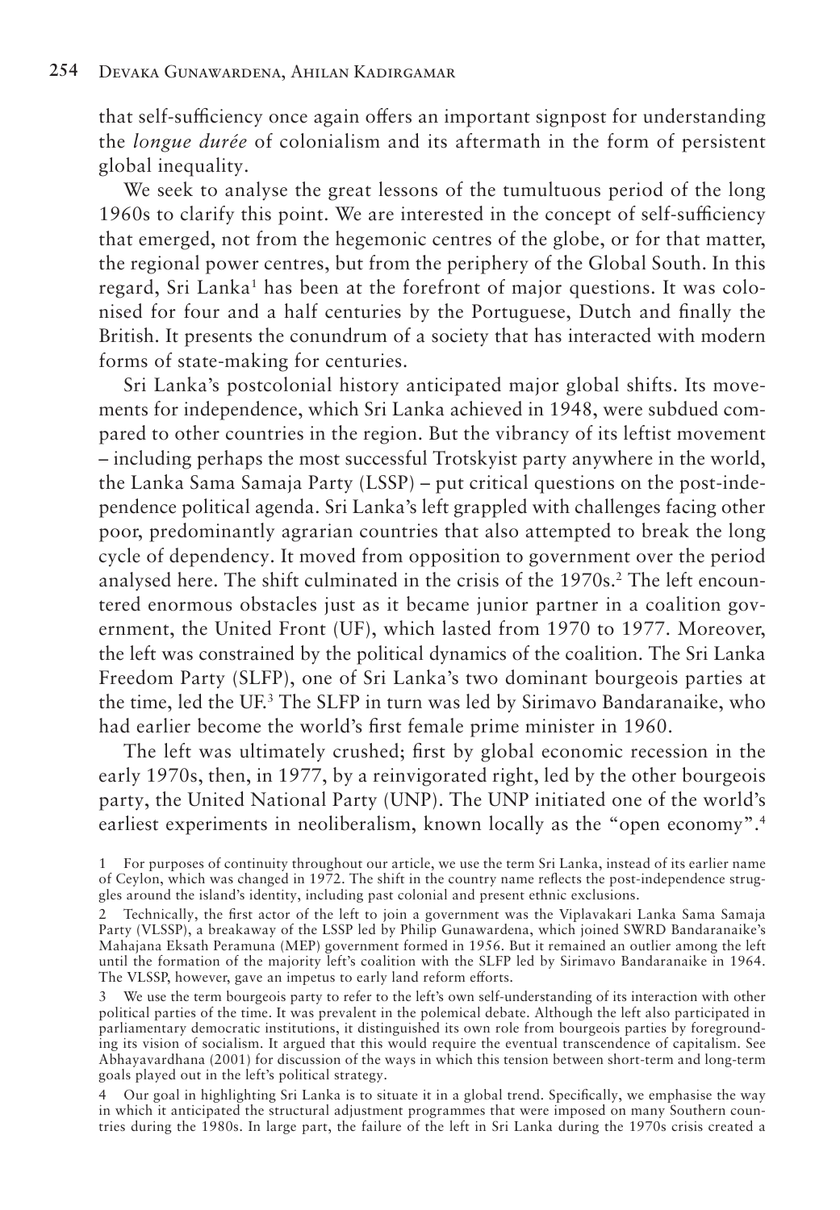that self-sufficiency once again offers an important signpost for understanding the *longue durée* of colonialism and its aftermath in the form of persistent global inequality.

We seek to analyse the great lessons of the tumultuous period of the long 1960s to clarify this point. We are interested in the concept of self-sufficiency that emerged, not from the hegemonic centres of the globe, or for that matter, the regional power centres, but from the periphery of the Global South. In this regard, Sri Lanka[1] has been at the forefront of major questions. It was colonised for four and a half centuries by the Portuguese, Dutch and finally the British. It presents the conundrum of a society that has interacted with modern forms of state-making for centuries.

Sri Lanka's postcolonial history anticipated major global shifts. Its movements for independence, which Sri Lanka achieved in 1948, were subdued compared to other countries in the region. But the vibrancy of its leftist movement – including perhaps the most successful Trotskyist party anywhere in the world, the Lanka Sama Samaja Party (LSSP) – put critical questions on the post-independence political agenda. Sri Lanka's left grappled with challenges facing other poor, predominantly agrarian countries that also attempted to break the long cycle of dependency. It moved from opposition to government over the period analysed here. The shift culminated in the crisis of the 1970s.[2] The left encountered enormous obstacles just as it became junior partner in a coalition government, the United Front (UF), which lasted from 1970 to 1977. Moreover, the left was constrained by the political dynamics of the coalition. The Sri Lanka Freedom Party (SLFP), one of Sri Lanka's two dominant bourgeois parties at the time, led the UF.[3] The SLFP in turn was led by Sirimavo Bandaranaike, who had earlier become the world's first female prime minister in 1960.

The left was ultimately crushed; first by global economic recession in the early 1970s, then, in 1977, by a reinvigorated right, led by the other bourgeois party, the United National Party (UNP). The UNP initiated one of the world's earliest experiments in neoliberalism, known locally as the "open economy".[4]

1 For purposes of continuity throughout our article, we use the term Sri Lanka, instead of its earlier name of Ceylon, which was changed in 1972. The shift in the country name reflects the post-independence struggles around the island's identity, including past colonial and present ethnic exclusions.

2 Technically, the first actor of the left to join a government was the Viplavakari Lanka Sama Samaja Party (VLSSP), a breakaway of the LSSP led by Philip Gunawardena, which joined SWRD Bandaranaike's Mahajana Eksath Peramuna (MEP) government formed in 1956. But it remained an outlier among the left until the formation of the majority left's coalition with the SLFP led by Sirimavo Bandaranaike in 1964. The VLSSP, however, gave an impetus to early land reform efforts.

3 We use the term bourgeois party to refer to the left's own self-understanding of its interaction with other political parties of the time. It was prevalent in the polemical debate. Although the left also participated in parliamentary democratic institutions, it distinguished its own role from bourgeois parties by foregrounding its vision of socialism. It argued that this would require the eventual transcendence of capitalism. See Abhayavardhana (2001) for discussion of the ways in which this tension between short-term and long-term goals played out in the left's political strategy.

4 Our goal in highlighting Sri Lanka is to situate it in a global trend. Specifically, we emphasise the way in which it anticipated the structural adjustment programmes that were imposed on many Southern countries during the 1980s. In large part, the failure of the left in Sri Lanka during the 1970s crisis created a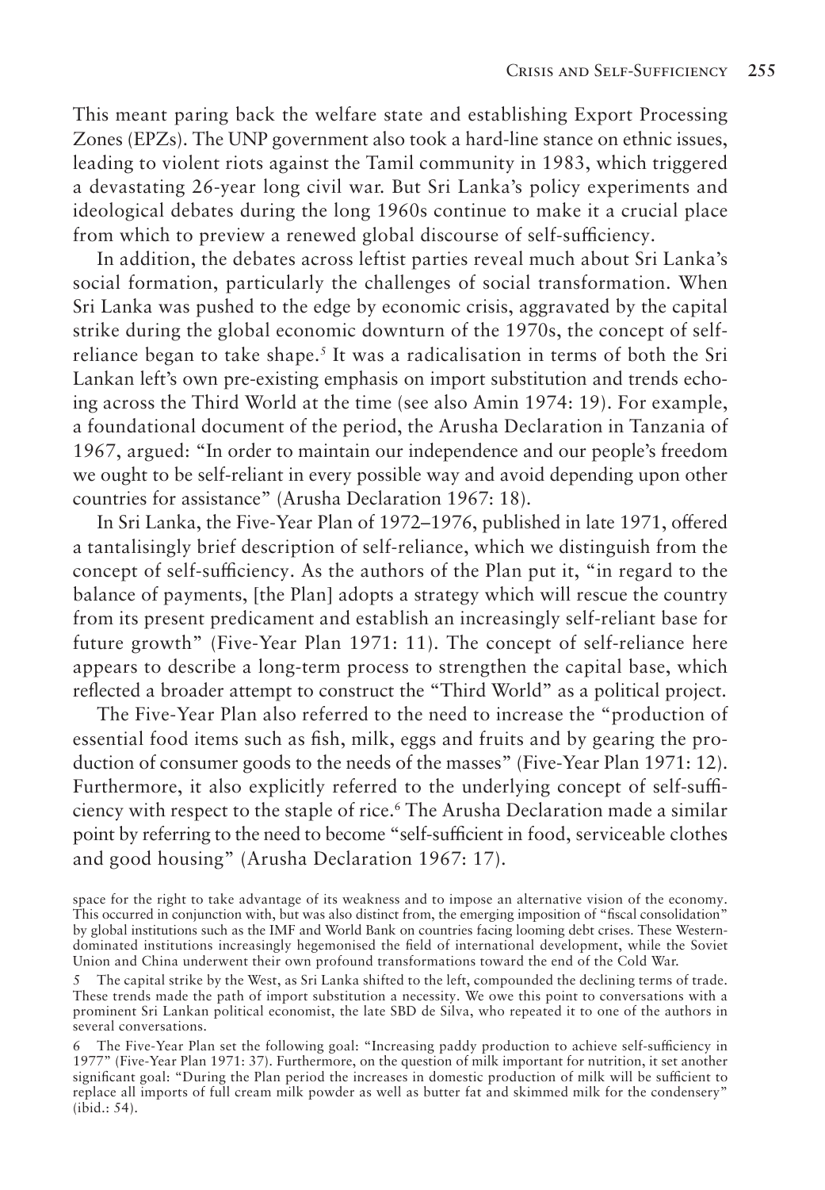This meant paring back the welfare state and establishing Export Processing Zones (EPZs). The UNP government also took a hard-line stance on ethnic issues, leading to violent riots against the Tamil community in 1983, which triggered a devastating 26-year long civil war. But Sri Lanka's policy experiments and ideological debates during the long 1960s continue to make it a crucial place from which to preview a renewed global discourse of self-sufficiency.

In addition, the debates across leftist parties reveal much about Sri Lanka's social formation, particularly the challenges of social transformation. When Sri Lanka was pushed to the edge by economic crisis, aggravated by the capital strike during the global economic downturn of the 1970s, the concept of self-reliance began to take shape.[5] It was a radicalisation in terms of both the Sri Lankan left's own pre-existing emphasis on import substitution and trends echoing across the Third World at the time (see also Amin 1974: 19). For example, a foundational document of the period, the Arusha Declaration in Tanzania of 1967, argued: "In order to maintain our independence and our people's freedom we ought to be self-reliant in every possible way and avoid depending upon other countries for assistance" (Arusha Declaration 1967: 18).

In Sri Lanka, the Five-Year Plan of 1972–1976, published in late 1971, offered a tantalisingly brief description of self-reliance, which we distinguish from the concept of self-sufficiency. As the authors of the Plan put it, "in regard to the balance of payments, [the Plan] adopts a strategy which will rescue the country from its present predicament and establish an increasingly self-reliant base for future growth" (Five-Year Plan 1971: 11). The concept of self-reliance here appears to describe a long-term process to strengthen the capital base, which reflected a broader attempt to construct the "Third World" as a political project.

The Five-Year Plan also referred to the need to increase the "production of essential food items such as fish, milk, eggs and fruits and by gearing the production of consumer goods to the needs of the masses" (Five-Year Plan 1971: 12). Furthermore, it also explicitly referred to the underlying concept of self-sufficiency with respect to the staple of rice.[6] The Arusha Declaration made a similar point by referring to the need to become "self-sufficient in food, serviceable clothes and good housing" (Arusha Declaration 1967: 17).

space for the right to take advantage of its weakness and to impose an alternative vision of the economy. This occurred in conjunction with, but was also distinct from, the emerging imposition of "fiscal consolidation" by global institutions such as the IMF and World Bank on countries facing looming debt crises. These Western-dominated institutions increasingly hegemonised the field of international development, while the Soviet Union and China underwent their own profound transformations toward the end of the Cold War.

5 The capital strike by the West, as Sri Lanka shifted to the left, compounded the declining terms of trade. These trends made the path of import substitution a necessity. We owe this point to conversations with a prominent Sri Lankan political economist, the late SBD de Silva, who repeated it to one of the authors in several conversations.

6 The Five-Year Plan set the following goal: "Increasing paddy production to achieve self-sufficiency in 1977" (Five-Year Plan 1971: 37). Furthermore, on the question of milk important for nutrition, it set another significant goal: "During the Plan period the increases in domestic production of milk will be sufficient to replace all imports of full cream milk powder as well as butter fat and skimmed milk for the condensery" (ibid.: 54).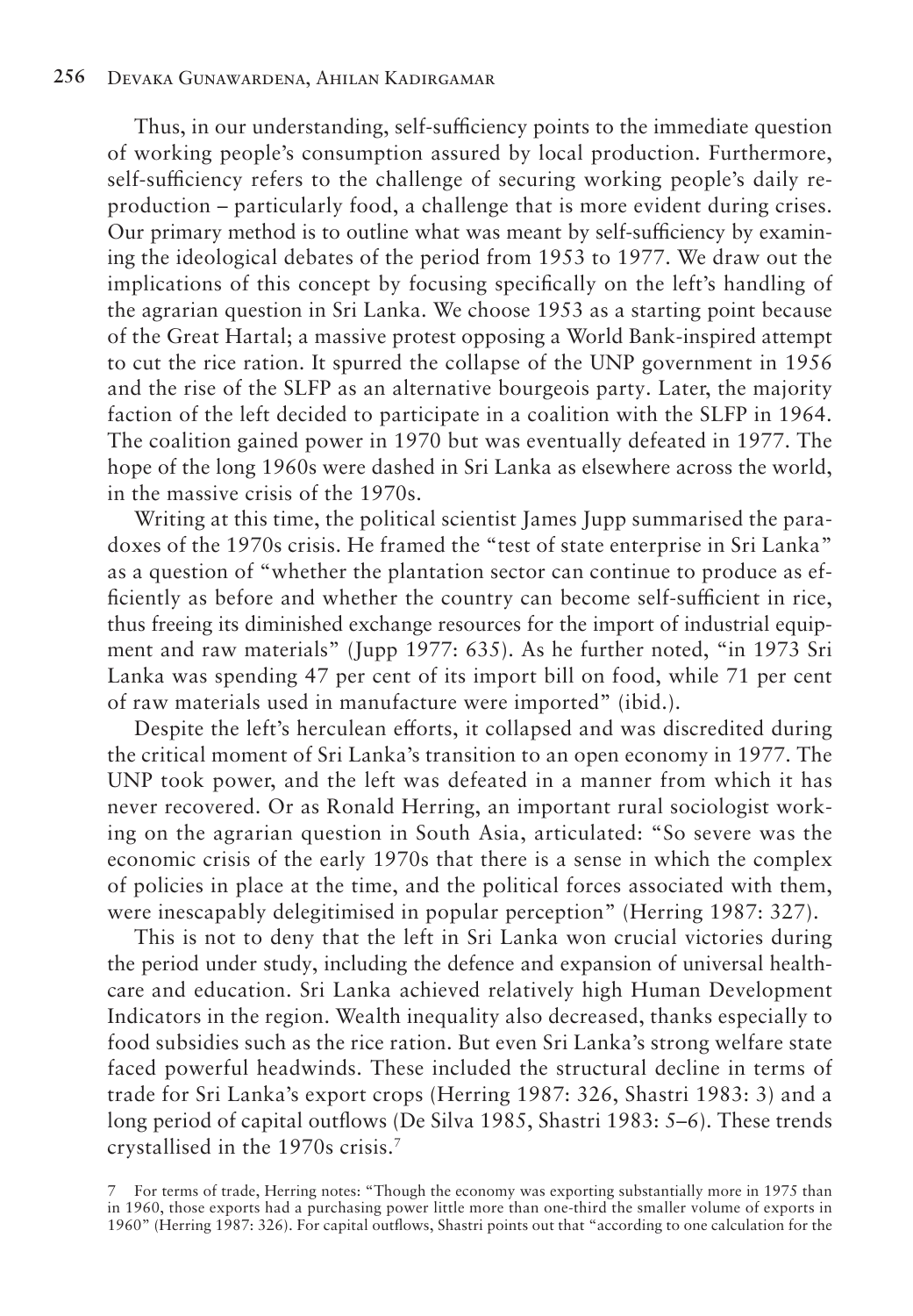Thus, in our understanding, self-sufficiency points to the immediate question of working people's consumption assured by local production. Furthermore, self-sufficiency refers to the challenge of securing working people's daily reproduction – particularly food, a challenge that is more evident during crises. Our primary method is to outline what was meant by self-sufficiency by examining the ideological debates of the period from 1953 to 1977. We draw out the implications of this concept by focusing specifically on the left's handling of the agrarian question in Sri Lanka. We choose 1953 as a starting point because of the Great Hartal; a massive protest opposing a World Bank-inspired attempt to cut the rice ration. It spurred the collapse of the UNP government in 1956 and the rise of the SLFP as an alternative bourgeois party. Later, the majority faction of the left decided to participate in a coalition with the SLFP in 1964. The coalition gained power in 1970 but was eventually defeated in 1977. The hope of the long 1960s were dashed in Sri Lanka as elsewhere across the world, in the massive crisis of the 1970s.

Writing at this time, the political scientist James Jupp summarised the paradoxes of the 1970s crisis. He framed the "test of state enterprise in Sri Lanka" as a question of "whether the plantation sector can continue to produce as efficiently as before and whether the country can become self-sufficient in rice, thus freeing its diminished exchange resources for the import of industrial equipment and raw materials" (Jupp 1977: 635). As he further noted, "in 1973 Sri Lanka was spending 47 per cent of its import bill on food, while 71 per cent of raw materials used in manufacture were imported" (ibid.).

Despite the left's herculean efforts, it collapsed and was discredited during the critical moment of Sri Lanka's transition to an open economy in 1977. The UNP took power, and the left was defeated in a manner from which it has never recovered. Or as Ronald Herring, an important rural sociologist working on the agrarian question in South Asia, articulated: "So severe was the economic crisis of the early 1970s that there is a sense in which the complex of policies in place at the time, and the political forces associated with them, were inescapably delegitimised in popular perception" (Herring 1987: 327).

This is not to deny that the left in Sri Lanka won crucial victories during the period under study, including the defence and expansion of universal healthcare and education. Sri Lanka achieved relatively high Human Development Indicators in the region. Wealth inequality also decreased, thanks especially to food subsidies such as the rice ration. But even Sri Lanka's strong welfare state faced powerful headwinds. These included the structural decline in terms of trade for Sri Lanka's export crops (Herring 1987: 326, Shastri 1983: 3) and a long period of capital outflows (De Silva 1985, Shastri 1983: 5–6). These trends crystallised in the 1970s crisis.[7]

[7] For terms of trade, Herring notes: "Though the economy was exporting substantially more in 1975 than in 1960, those exports had a purchasing power little more than one-third the smaller volume of exports in 1960" (Herring 1987: 326). For capital outflows, Shastri points out that "according to one calculation for the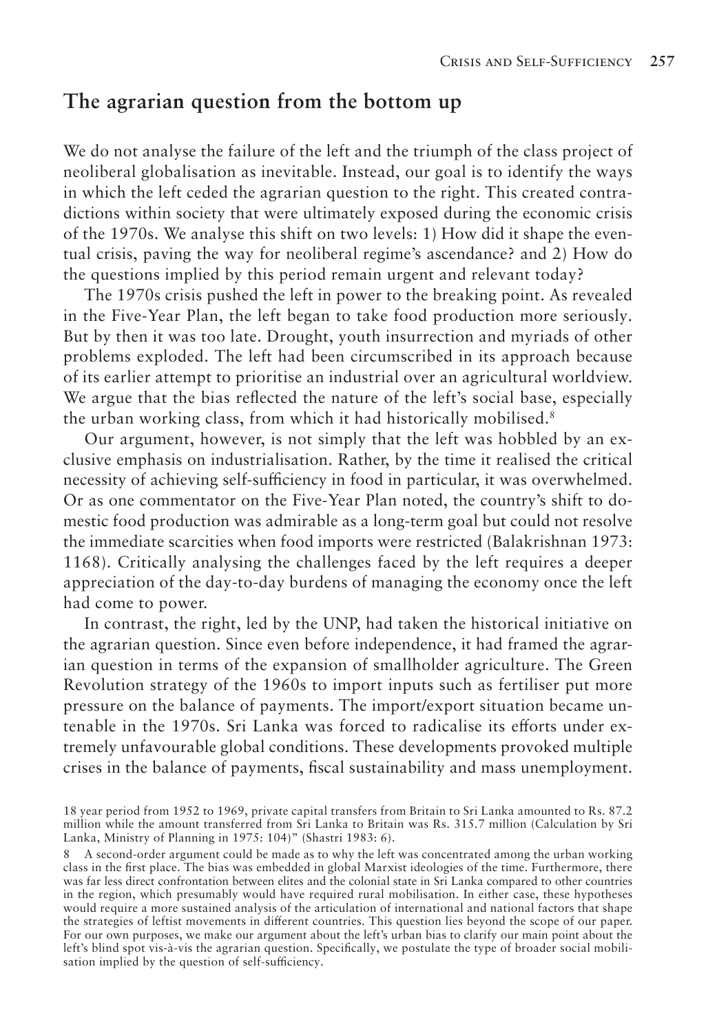## The agrarian question from the bottom up

We do not analyse the failure of the left and the triumph of the class project of neoliberal globalisation as inevitable. Instead, our goal is to identify the ways in which the left ceded the agrarian question to the right. This created contradictions within society that were ultimately exposed during the economic crisis of the 1970s. We analyse this shift on two levels: 1) How did it shape the eventual crisis, paving the way for neoliberal regime's ascendance? and 2) How do the questions implied by this period remain urgent and relevant today?

The 1970s crisis pushed the left in power to the breaking point. As revealed in the Five-Year Plan, the left began to take food production more seriously. But by then it was too late. Drought, youth insurrection and myriads of other problems exploded. The left had been circumscribed in its approach because of its earlier attempt to prioritise an industrial over an agricultural worldview. We argue that the bias reflected the nature of the left's social base, especially the urban working class, from which it had historically mobilised.[8]

Our argument, however, is not simply that the left was hobbled by an exclusive emphasis on industrialisation. Rather, by the time it realised the critical necessity of achieving self-sufficiency in food in particular, it was overwhelmed. Or as one commentator on the Five-Year Plan noted, the country's shift to domestic food production was admirable as a long-term goal but could not resolve the immediate scarcities when food imports were restricted (Balakrishnan 1973: 1168). Critically analysing the challenges faced by the left requires a deeper appreciation of the day-to-day burdens of managing the economy once the left had come to power.

In contrast, the right, led by the UNP, had taken the historical initiative on the agrarian question. Since even before independence, it had framed the agrarian question in terms of the expansion of smallholder agriculture. The Green Revolution strategy of the 1960s to import inputs such as fertiliser put more pressure on the balance of payments. The import/export situation became untenable in the 1970s. Sri Lanka was forced to radicalise its efforts under extremely unfavourable global conditions. These developments provoked multiple crises in the balance of payments, fiscal sustainability and mass unemployment.

18 year period from 1952 to 1969, private capital transfers from Britain to Sri Lanka amounted to Rs. 87.2 million while the amount transferred from Sri Lanka to Britain was Rs. 315.7 million (Calculation by Sri Lanka, Ministry of Planning in 1975: 104)" (Shastri 1983: 6).

8 A second-order argument could be made as to why the left was concentrated among the urban working class in the first place. The bias was embedded in global Marxist ideologies of the time. Furthermore, there was far less direct confrontation between elites and the colonial state in Sri Lanka compared to other countries in the region, which presumably would have required rural mobilisation. In either case, these hypotheses would require a more sustained analysis of the articulation of international and national factors that shape the strategies of leftist movements in different countries. This question lies beyond the scope of our paper. For our own purposes, we make our argument about the left's urban bias to clarify our main point about the left's blind spot vis-à-vis the agrarian question. Specifically, we postulate the type of broader social mobilisation implied by the question of self-sufficiency.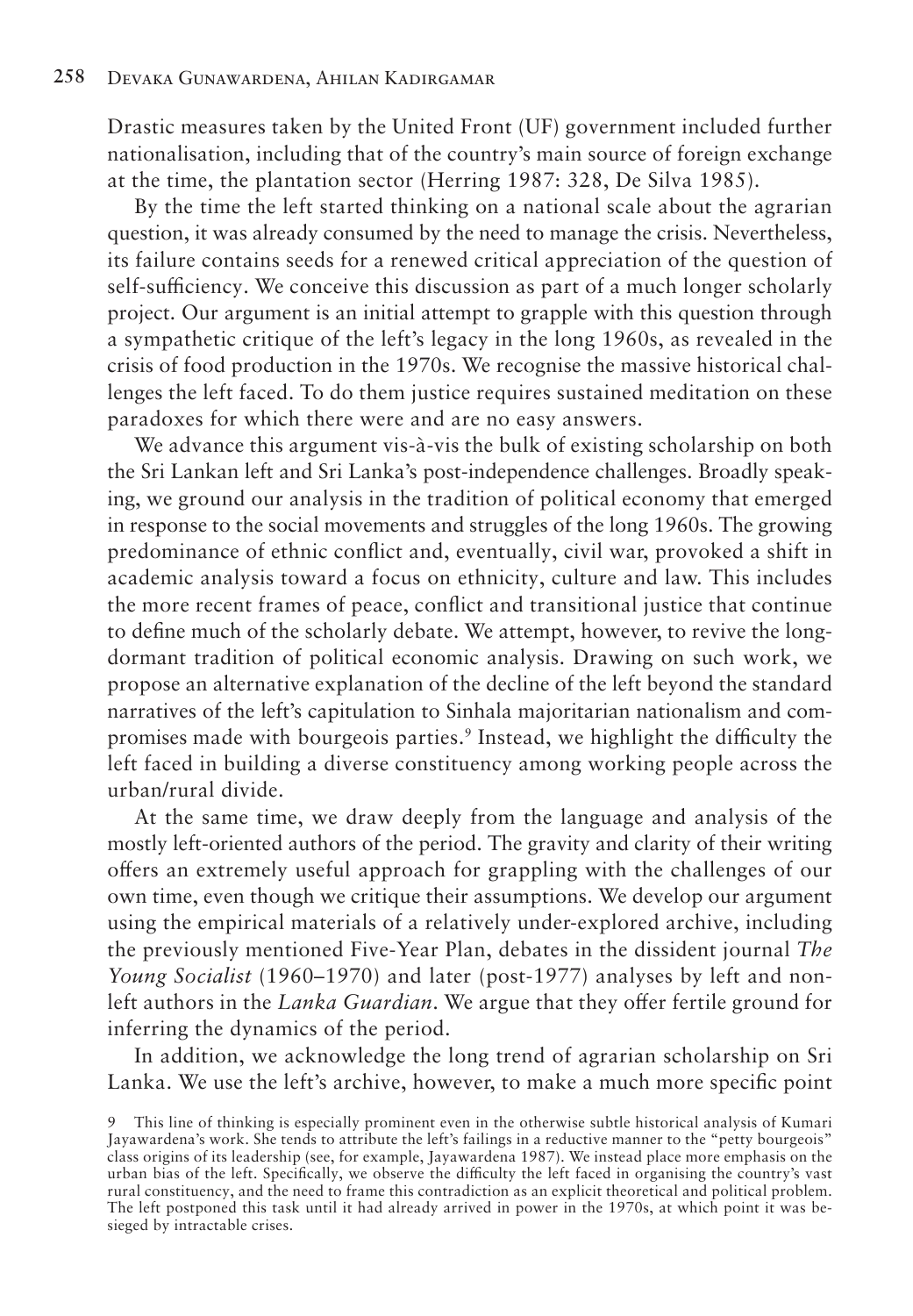Drastic measures taken by the United Front (UF) government included further nationalisation, including that of the country's main source of foreign exchange at the time, the plantation sector (Herring 1987: 328, De Silva 1985).

By the time the left started thinking on a national scale about the agrarian question, it was already consumed by the need to manage the crisis. Nevertheless, its failure contains seeds for a renewed critical appreciation of the question of self-sufficiency. We conceive this discussion as part of a much longer scholarly project. Our argument is an initial attempt to grapple with this question through a sympathetic critique of the left's legacy in the long 1960s, as revealed in the crisis of food production in the 1970s. We recognise the massive historical challenges the left faced. To do them justice requires sustained meditation on these paradoxes for which there were and are no easy answers.

We advance this argument vis-à-vis the bulk of existing scholarship on both the Sri Lankan left and Sri Lanka's post-independence challenges. Broadly speaking, we ground our analysis in the tradition of political economy that emerged in response to the social movements and struggles of the long 1960s. The growing predominance of ethnic conflict and, eventually, civil war, provoked a shift in academic analysis toward a focus on ethnicity, culture and law. This includes the more recent frames of peace, conflict and transitional justice that continue to define much of the scholarly debate. We attempt, however, to revive the long-dormant tradition of political economic analysis. Drawing on such work, we propose an alternative explanation of the decline of the left beyond the standard narratives of the left's capitulation to Sinhala majoritarian nationalism and compromises made with bourgeois parties.[9] Instead, we highlight the difficulty the left faced in building a diverse constituency among working people across the urban/rural divide.

At the same time, we draw deeply from the language and analysis of the mostly left-oriented authors of the period. The gravity and clarity of their writing offers an extremely useful approach for grappling with the challenges of our own time, even though we critique their assumptions. We develop our argument using the empirical materials of a relatively under-explored archive, including the previously mentioned Five-Year Plan, debates in the dissident journal *The Young Socialist* (1960–1970) and later (post-1977) analyses by left and non-left authors in the *Lanka Guardian*. We argue that they offer fertile ground for inferring the dynamics of the period.

In addition, we acknowledge the long trend of agrarian scholarship on Sri Lanka. We use the left's archive, however, to make a much more specific point

9 This line of thinking is especially prominent even in the otherwise subtle historical analysis of Kumari Jayawardena's work. She tends to attribute the left's failings in a reductive manner to the "petty bourgeois" class origins of its leadership (see, for example, Jayawardena 1987). We instead place more emphasis on the urban bias of the left. Specifically, we observe the difficulty the left faced in organising the country's vast rural constituency, and the need to frame this contradiction as an explicit theoretical and political problem. The left postponed this task until it had already arrived in power in the 1970s, at which point it was besieged by intractable crises.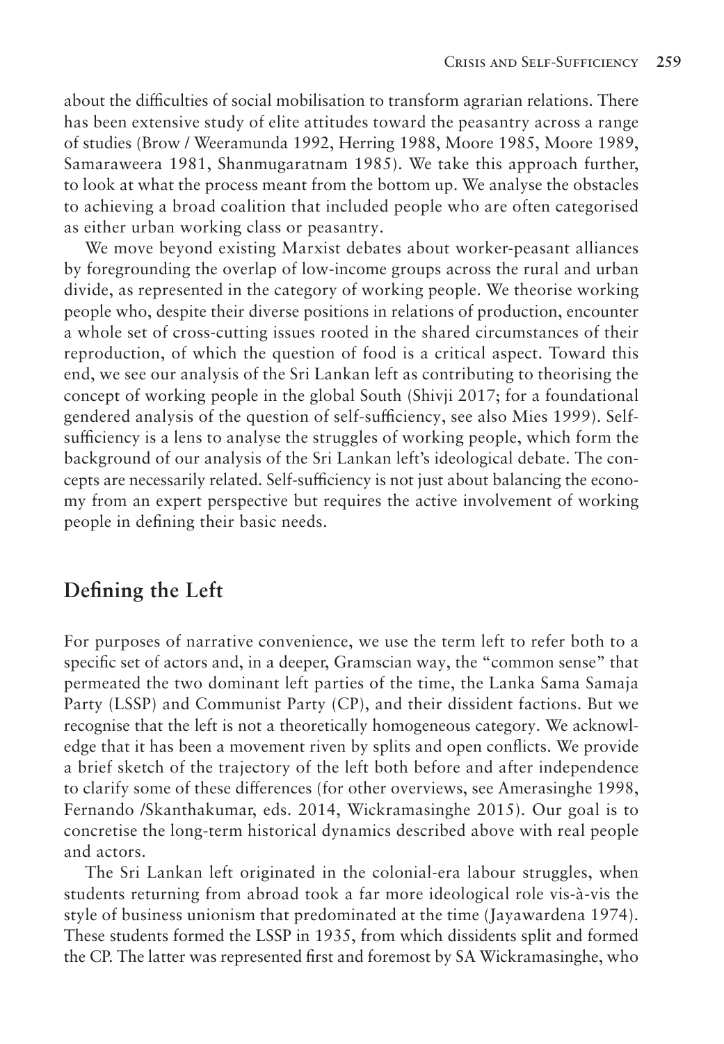about the difficulties of social mobilisation to transform agrarian relations. There has been extensive study of elite attitudes toward the peasantry across a range of studies (Brow / Weeramunda 1992, Herring 1988, Moore 1985, Moore 1989, Samaraweera 1981, Shanmugaratnam 1985). We take this approach further, to look at what the process meant from the bottom up. We analyse the obstacles to achieving a broad coalition that included people who are often categorised as either urban working class or peasantry.

We move beyond existing Marxist debates about worker-peasant alliances by foregrounding the overlap of low-income groups across the rural and urban divide, as represented in the category of working people. We theorise working people who, despite their diverse positions in relations of production, encounter a whole set of cross-cutting issues rooted in the shared circumstances of their reproduction, of which the question of food is a critical aspect. Toward this end, we see our analysis of the Sri Lankan left as contributing to theorising the concept of working people in the global South (Shivji 2017; for a foundational gendered analysis of the question of self-sufficiency, see also Mies 1999). Self-sufficiency is a lens to analyse the struggles of working people, which form the background of our analysis of the Sri Lankan left's ideological debate. The concepts are necessarily related. Self-sufficiency is not just about balancing the economy from an expert perspective but requires the active involvement of working people in defining their basic needs.

## Defining the Left

For purposes of narrative convenience, we use the term left to refer both to a specific set of actors and, in a deeper, Gramscian way, the "common sense" that permeated the two dominant left parties of the time, the Lanka Sama Samaja Party (LSSP) and Communist Party (CP), and their dissident factions. But we recognise that the left is not a theoretically homogeneous category. We acknowledge that it has been a movement riven by splits and open conflicts. We provide a brief sketch of the trajectory of the left both before and after independence to clarify some of these differences (for other overviews, see Amerasinghe 1998, Fernando /Skanthakumar, eds. 2014, Wickramasinghe 2015). Our goal is to concretise the long-term historical dynamics described above with real people and actors.

The Sri Lankan left originated in the colonial-era labour struggles, when students returning from abroad took a far more ideological role vis-à-vis the style of business unionism that predominated at the time (Jayawardena 1974). These students formed the LSSP in 1935, from which dissidents split and formed the CP. The latter was represented first and foremost by SA Wickramasinghe, who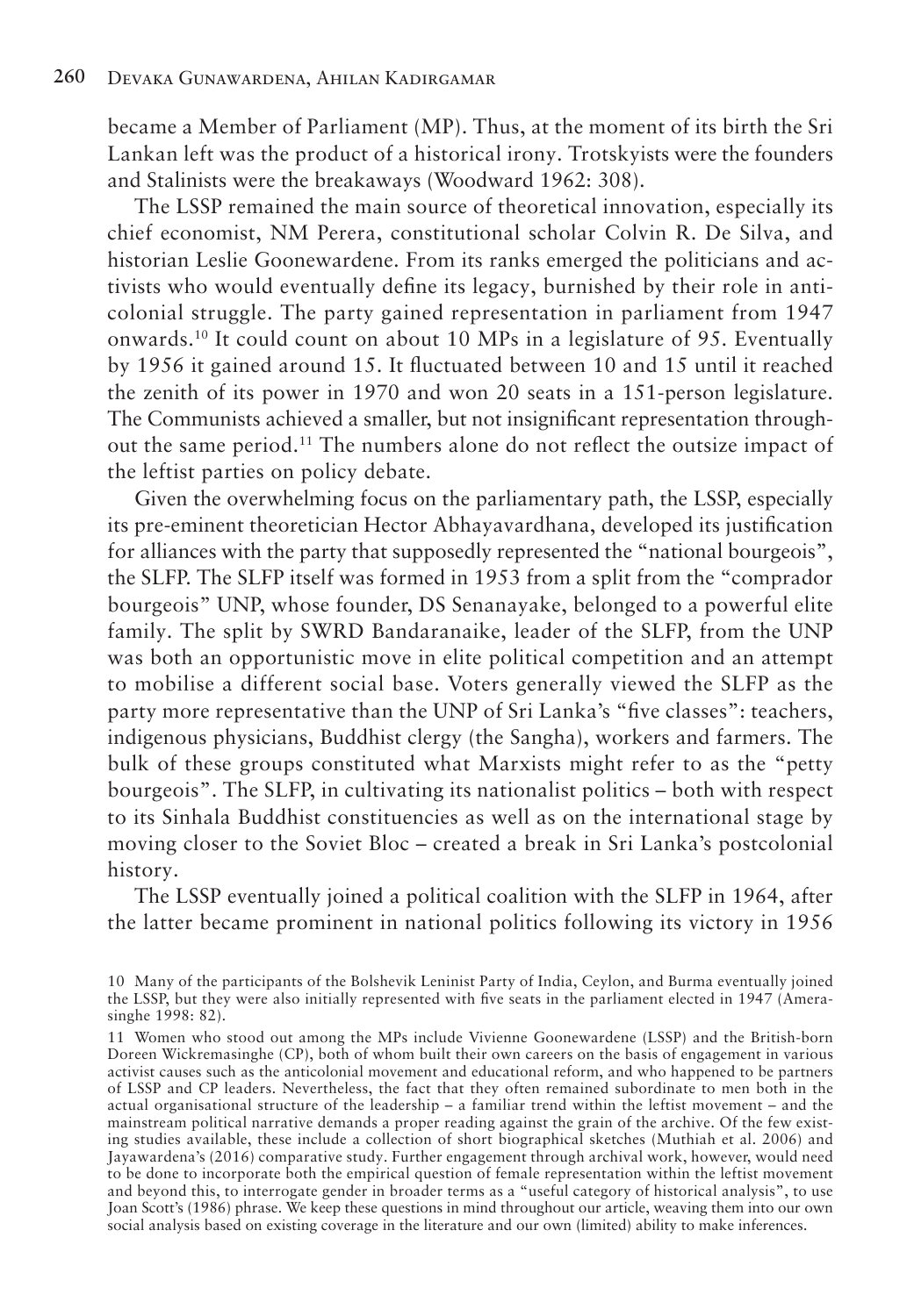became a Member of Parliament (MP). Thus, at the moment of its birth the Sri Lankan left was the product of a historical irony. Trotskyists were the founders and Stalinists were the breakaways (Woodward 1962: 308).

The LSSP remained the main source of theoretical innovation, especially its chief economist, NM Perera, constitutional scholar Colvin R. De Silva, and historian Leslie Goonewardene. From its ranks emerged the politicians and activists who would eventually define its legacy, burnished by their role in anticolonial struggle. The party gained representation in parliament from 1947 onwards.[10] It could count on about 10 MPs in a legislature of 95. Eventually by 1956 it gained around 15. It fluctuated between 10 and 15 until it reached the zenith of its power in 1970 and won 20 seats in a 151-person legislature. The Communists achieved a smaller, but not insignificant representation throughout the same period.[11] The numbers alone do not reflect the outsize impact of the leftist parties on policy debate.

Given the overwhelming focus on the parliamentary path, the LSSP, especially its pre-eminent theoretician Hector Abhayavardhana, developed its justification for alliances with the party that supposedly represented the "national bourgeois", the SLFP. The SLFP itself was formed in 1953 from a split from the "comprador bourgeois" UNP, whose founder, DS Senanayake, belonged to a powerful elite family. The split by SWRD Bandaranaike, leader of the SLFP, from the UNP was both an opportunistic move in elite political competition and an attempt to mobilise a different social base. Voters generally viewed the SLFP as the party more representative than the UNP of Sri Lanka's "five classes": teachers, indigenous physicians, Buddhist clergy (the Sangha), workers and farmers. The bulk of these groups constituted what Marxists might refer to as the "petty bourgeois". The SLFP, in cultivating its nationalist politics – both with respect to its Sinhala Buddhist constituencies as well as on the international stage by moving closer to the Soviet Bloc – created a break in Sri Lanka's postcolonial history.

The LSSP eventually joined a political coalition with the SLFP in 1964, after the latter became prominent in national politics following its victory in 1956

10 Many of the participants of the Bolshevik Leninist Party of India, Ceylon, and Burma eventually joined the LSSP, but they were also initially represented with five seats in the parliament elected in 1947 (Amerasinghe 1998: 82).

11 Women who stood out among the MPs include Vivienne Goonewardene (LSSP) and the British-born Doreen Wickremasinghe (CP), both of whom built their own careers on the basis of engagement in various activist causes such as the anticolonial movement and educational reform, and who happened to be partners of LSSP and CP leaders. Nevertheless, the fact that they often remained subordinate to men both in the actual organisational structure of the leadership – a familiar trend within the leftist movement – and the mainstream political narrative demands a proper reading against the grain of the archive. Of the few existing studies available, these include a collection of short biographical sketches (Muthiah et al. 2006) and Jayawardena's (2016) comparative study. Further engagement through archival work, however, would need to be done to incorporate both the empirical question of female representation within the leftist movement and beyond this, to interrogate gender in broader terms as a "useful category of historical analysis", to use Joan Scott's (1986) phrase. We keep these questions in mind throughout our article, weaving them into our own social analysis based on existing coverage in the literature and our own (limited) ability to make inferences.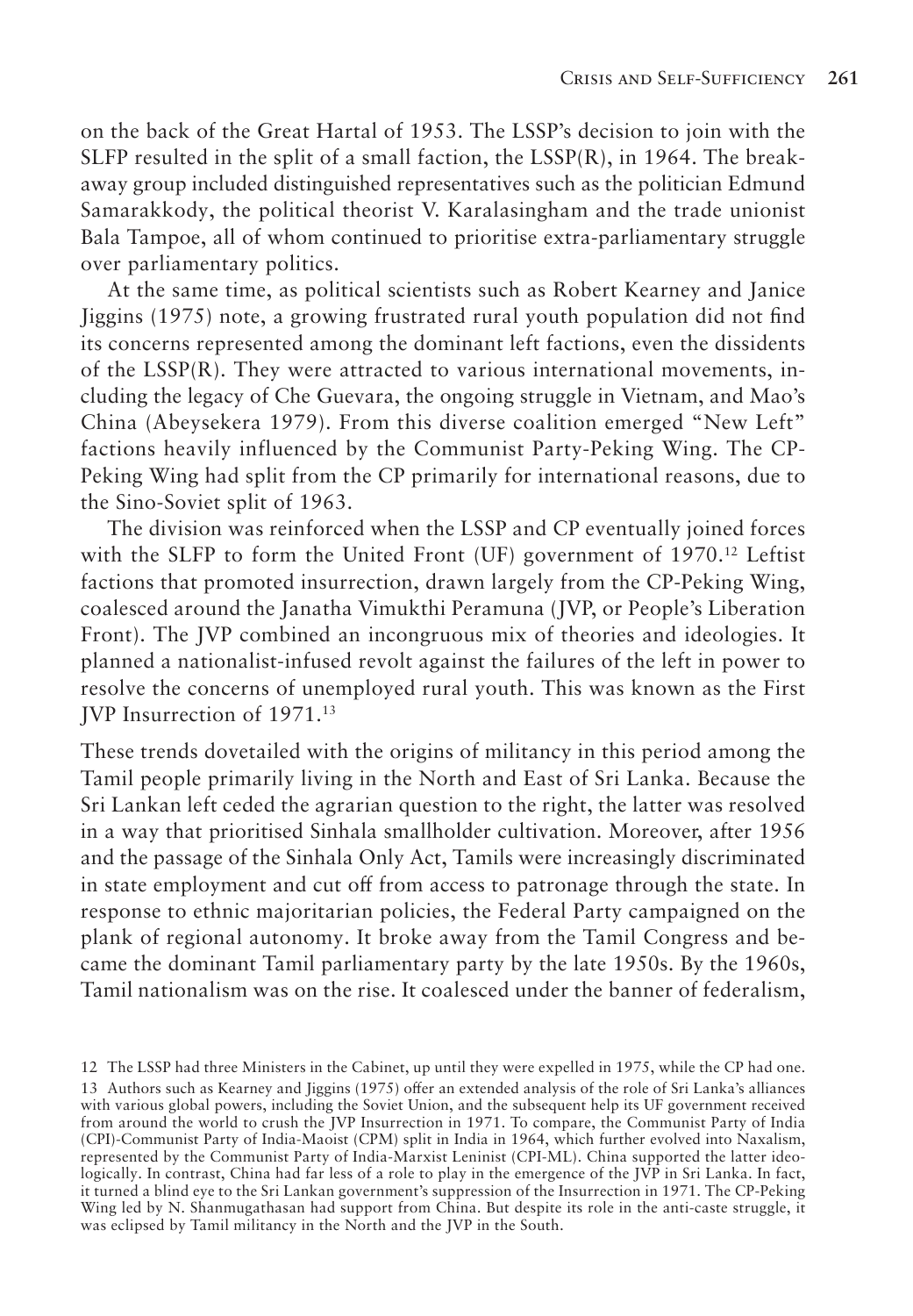on the back of the Great Hartal of 1953. The LSSP's decision to join with the SLFP resulted in the split of a small faction, the LSSP(R), in 1964. The breakaway group included distinguished representatives such as the politician Edmund Samarakkody, the political theorist V. Karalasingham and the trade unionist Bala Tampoe, all of whom continued to prioritise extra-parliamentary struggle over parliamentary politics.

At the same time, as political scientists such as Robert Kearney and Janice Jiggins (1975) note, a growing frustrated rural youth population did not find its concerns represented among the dominant left factions, even the dissidents of the LSSP(R). They were attracted to various international movements, including the legacy of Che Guevara, the ongoing struggle in Vietnam, and Mao's China (Abeysekera 1979). From this diverse coalition emerged "New Left" factions heavily influenced by the Communist Party-Peking Wing. The CP-Peking Wing had split from the CP primarily for international reasons, due to the Sino-Soviet split of 1963.

The division was reinforced when the LSSP and CP eventually joined forces with the SLFP to form the United Front (UF) government of 1970.[12] Leftist factions that promoted insurrection, drawn largely from the CP-Peking Wing, coalesced around the Janatha Vimukthi Peramuna (JVP, or People's Liberation Front). The JVP combined an incongruous mix of theories and ideologies. It planned a nationalist-infused revolt against the failures of the left in power to resolve the concerns of unemployed rural youth. This was known as the First JVP Insurrection of 1971.[13]

These trends dovetailed with the origins of militancy in this period among the Tamil people primarily living in the North and East of Sri Lanka. Because the Sri Lankan left ceded the agrarian question to the right, the latter was resolved in a way that prioritised Sinhala smallholder cultivation. Moreover, after 1956 and the passage of the Sinhala Only Act, Tamils were increasingly discriminated in state employment and cut off from access to patronage through the state. In response to ethnic majoritarian policies, the Federal Party campaigned on the plank of regional autonomy. It broke away from the Tamil Congress and became the dominant Tamil parliamentary party by the late 1950s. By the 1960s, Tamil nationalism was on the rise. It coalesced under the banner of federalism,

12 The LSSP had three Ministers in the Cabinet, up until they were expelled in 1975, while the CP had one.

13 Authors such as Kearney and Jiggins (1975) offer an extended analysis of the role of Sri Lanka's alliances with various global powers, including the Soviet Union, and the subsequent help its UF government received from around the world to crush the JVP Insurrection in 1971. To compare, the Communist Party of India (CPI)-Communist Party of India-Maoist (CPM) split in India in 1964, which further evolved into Naxalism, represented by the Communist Party of India-Marxist Leninist (CPI-ML). China supported the latter ideologically. In contrast, China had far less of a role to play in the emergence of the JVP in Sri Lanka. In fact, it turned a blind eye to the Sri Lankan government's suppression of the Insurrection in 1971. The CP-Peking Wing led by N. Shanmugathasan had support from China. But despite its role in the anti-caste struggle, it was eclipsed by Tamil militancy in the North and the JVP in the South.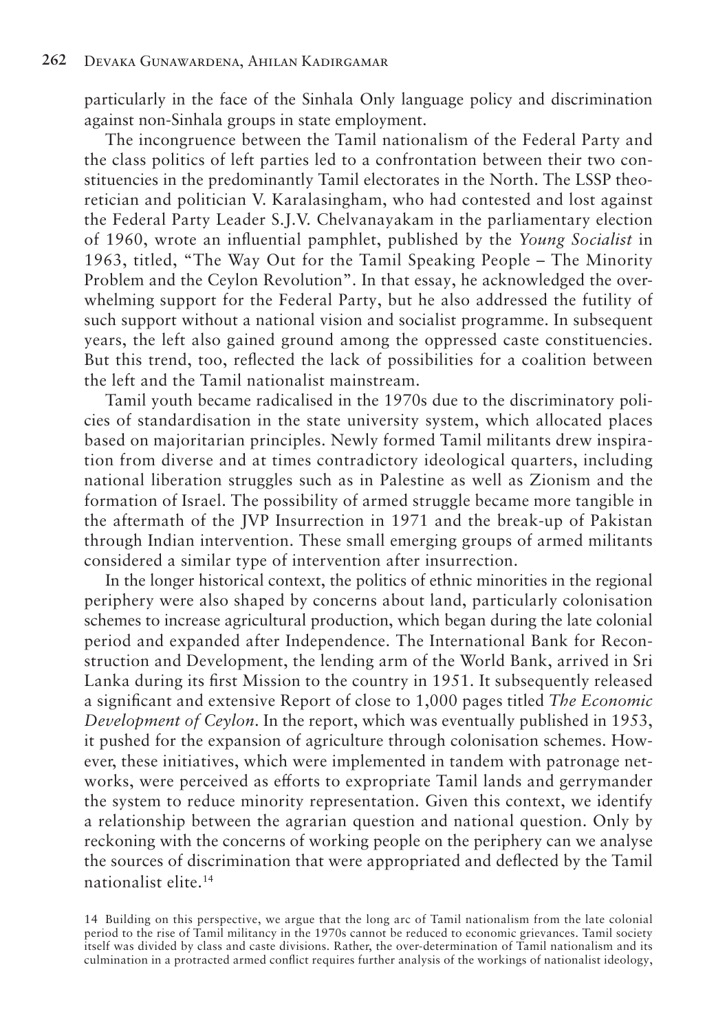particularly in the face of the Sinhala Only language policy and discrimination against non-Sinhala groups in state employment.

The incongruence between the Tamil nationalism of the Federal Party and the class politics of left parties led to a confrontation between their two constituencies in the predominantly Tamil electorates in the North. The LSSP theoretician and politician V. Karalasingham, who had contested and lost against the Federal Party Leader S.J.V. Chelvanayakam in the parliamentary election of 1960, wrote an influential pamphlet, published by the *Young Socialist* in 1963, titled, "The Way Out for the Tamil Speaking People – The Minority Problem and the Ceylon Revolution". In that essay, he acknowledged the overwhelming support for the Federal Party, but he also addressed the futility of such support without a national vision and socialist programme. In subsequent years, the left also gained ground among the oppressed caste constituencies. But this trend, too, reflected the lack of possibilities for a coalition between the left and the Tamil nationalist mainstream.

Tamil youth became radicalised in the 1970s due to the discriminatory policies of standardisation in the state university system, which allocated places based on majoritarian principles. Newly formed Tamil militants drew inspiration from diverse and at times contradictory ideological quarters, including national liberation struggles such as in Palestine as well as Zionism and the formation of Israel. The possibility of armed struggle became more tangible in the aftermath of the JVP Insurrection in 1971 and the break-up of Pakistan through Indian intervention. These small emerging groups of armed militants considered a similar type of intervention after insurrection.

In the longer historical context, the politics of ethnic minorities in the regional periphery were also shaped by concerns about land, particularly colonisation schemes to increase agricultural production, which began during the late colonial period and expanded after Independence. The International Bank for Reconstruction and Development, the lending arm of the World Bank, arrived in Sri Lanka during its first Mission to the country in 1951. It subsequently released a significant and extensive Report of close to 1,000 pages titled *The Economic Development of Ceylon*. In the report, which was eventually published in 1953, it pushed for the expansion of agriculture through colonisation schemes. However, these initiatives, which were implemented in tandem with patronage networks, were perceived as efforts to expropriate Tamil lands and gerrymander the system to reduce minority representation. Given this context, we identify a relationship between the agrarian question and national question. Only by reckoning with the concerns of working people on the periphery can we analyse the sources of discrimination that were appropriated and deflected by the Tamil nationalist elite.[14]

14 Building on this perspective, we argue that the long arc of Tamil nationalism from the late colonial period to the rise of Tamil militancy in the 1970s cannot be reduced to economic grievances. Tamil society itself was divided by class and caste divisions. Rather, the over-determination of Tamil nationalism and its culmination in a protracted armed conflict requires further analysis of the workings of nationalist ideology,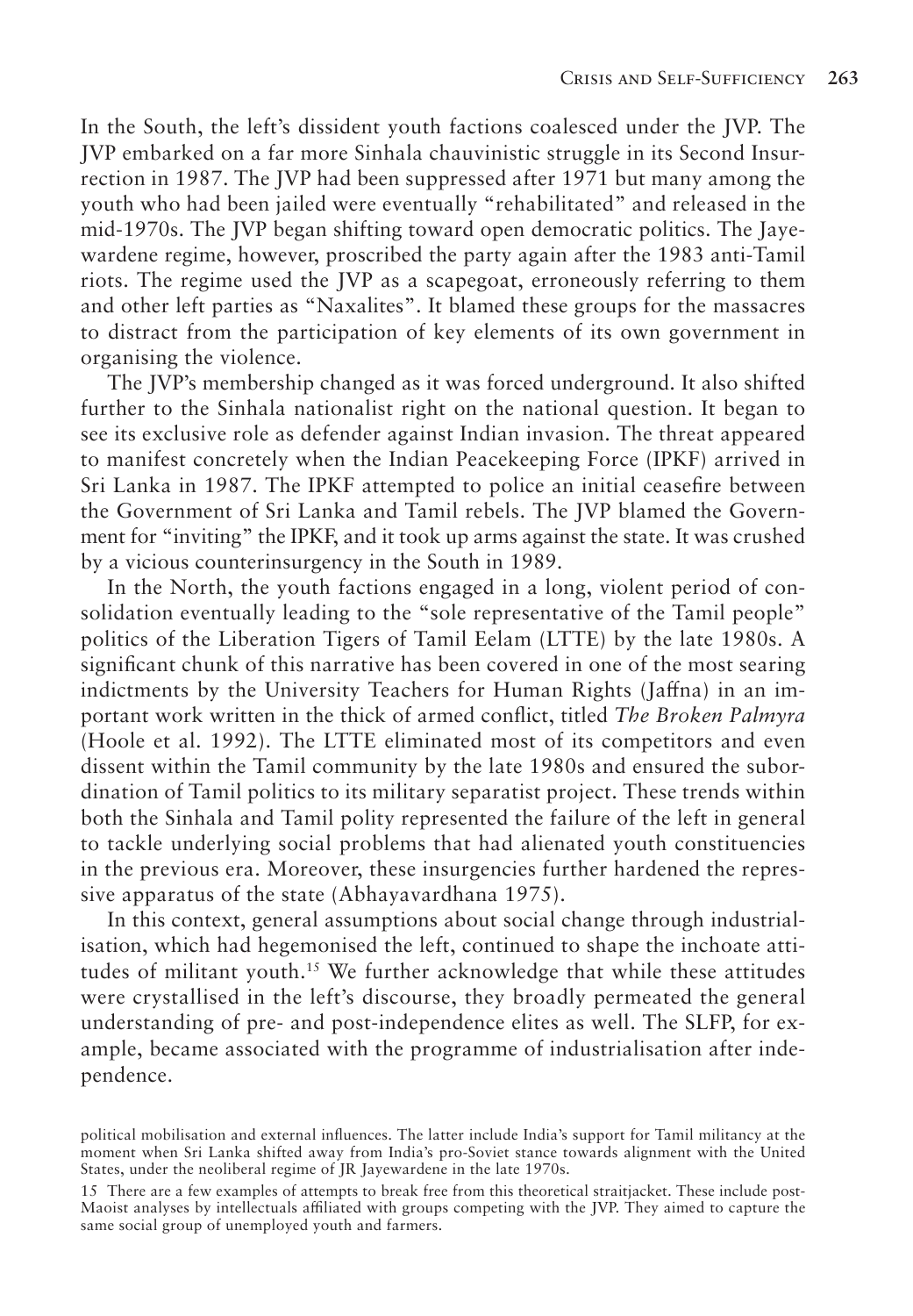In the South, the left's dissident youth factions coalesced under the JVP. The JVP embarked on a far more Sinhala chauvinistic struggle in its Second Insurrection in 1987. The JVP had been suppressed after 1971 but many among the youth who had been jailed were eventually "rehabilitated" and released in the mid-1970s. The JVP began shifting toward open democratic politics. The Jayewardene regime, however, proscribed the party again after the 1983 anti-Tamil riots. The regime used the JVP as a scapegoat, erroneously referring to them and other left parties as "Naxalites". It blamed these groups for the massacres to distract from the participation of key elements of its own government in organising the violence.

The JVP's membership changed as it was forced underground. It also shifted further to the Sinhala nationalist right on the national question. It began to see its exclusive role as defender against Indian invasion. The threat appeared to manifest concretely when the Indian Peacekeeping Force (IPKF) arrived in Sri Lanka in 1987. The IPKF attempted to police an initial ceasefire between the Government of Sri Lanka and Tamil rebels. The JVP blamed the Government for "inviting" the IPKF, and it took up arms against the state. It was crushed by a vicious counterinsurgency in the South in 1989.

In the North, the youth factions engaged in a long, violent period of consolidation eventually leading to the "sole representative of the Tamil people" politics of the Liberation Tigers of Tamil Eelam (LTTE) by the late 1980s. A significant chunk of this narrative has been covered in one of the most searing indictments by the University Teachers for Human Rights (Jaffna) in an important work written in the thick of armed conflict, titled *The Broken Palmyra* (Hoole et al. 1992). The LTTE eliminated most of its competitors and even dissent within the Tamil community by the late 1980s and ensured the subordination of Tamil politics to its military separatist project. These trends within both the Sinhala and Tamil polity represented the failure of the left in general to tackle underlying social problems that had alienated youth constituencies in the previous era. Moreover, these insurgencies further hardened the repressive apparatus of the state (Abhayavardhana 1975).

In this context, general assumptions about social change through industrialisation, which had hegemonised the left, continued to shape the inchoate attitudes of militant youth.[15] We further acknowledge that while these attitudes were crystallised in the left's discourse, they broadly permeated the general understanding of pre- and post-independence elites as well. The SLFP, for example, became associated with the programme of industrialisation after independence.

political mobilisation and external influences. The latter include India's support for Tamil militancy at the moment when Sri Lanka shifted away from India's pro-Soviet stance towards alignment with the United States, under the neoliberal regime of JR Jayewardene in the late 1970s.

15 There are a few examples of attempts to break free from this theoretical straitjacket. These include post-Maoist analyses by intellectuals affiliated with groups competing with the JVP. They aimed to capture the same social group of unemployed youth and farmers.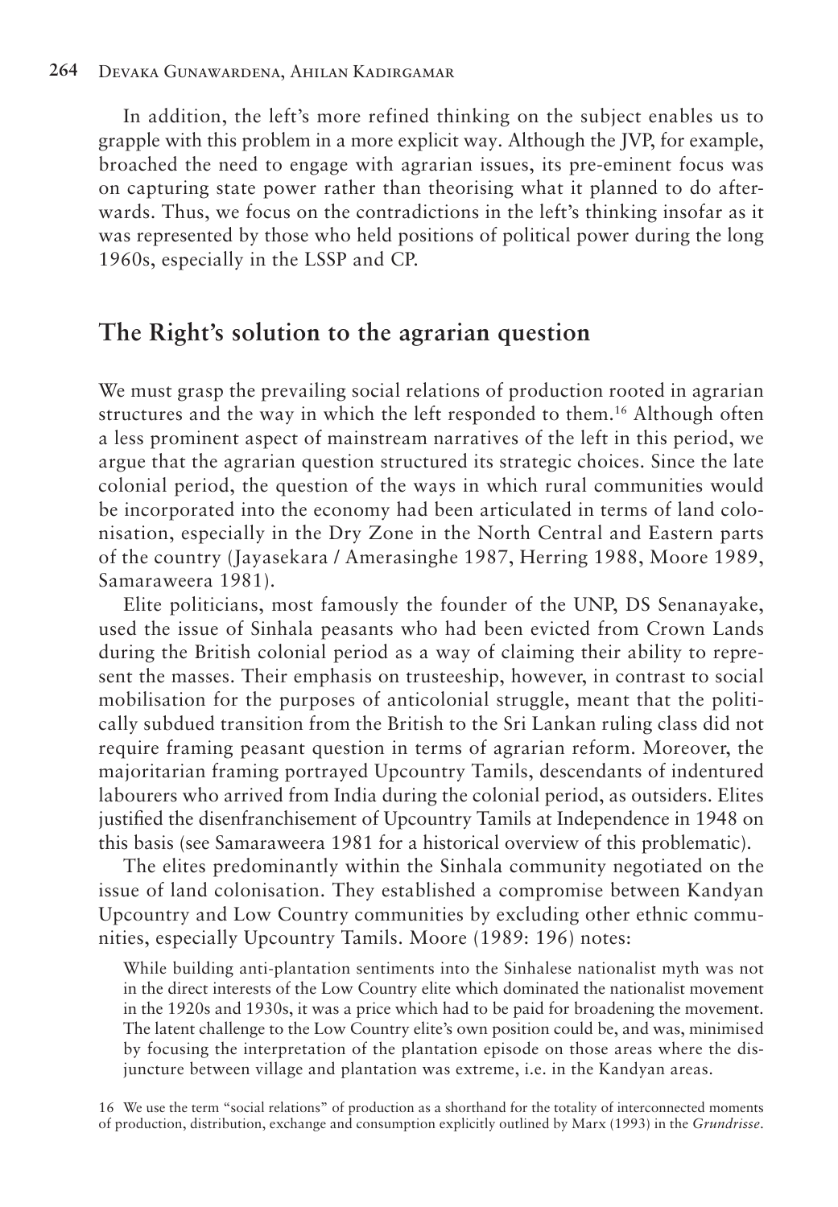In addition, the left's more refined thinking on the subject enables us to grapple with this problem in a more explicit way. Although the JVP, for example, broached the need to engage with agrarian issues, its pre-eminent focus was on capturing state power rather than theorising what it planned to do afterwards. Thus, we focus on the contradictions in the left's thinking insofar as it was represented by those who held positions of political power during the long 1960s, especially in the LSSP and CP.

## The Right's solution to the agrarian question

We must grasp the prevailing social relations of production rooted in agrarian structures and the way in which the left responded to them.[16] Although often a less prominent aspect of mainstream narratives of the left in this period, we argue that the agrarian question structured its strategic choices. Since the late colonial period, the question of the ways in which rural communities would be incorporated into the economy had been articulated in terms of land colonisation, especially in the Dry Zone in the North Central and Eastern parts of the country (Jayasekara / Amerasinghe 1987, Herring 1988, Moore 1989, Samaraweera 1981).

Elite politicians, most famously the founder of the UNP, DS Senanayake, used the issue of Sinhala peasants who had been evicted from Crown Lands during the British colonial period as a way of claiming their ability to represent the masses. Their emphasis on trusteeship, however, in contrast to social mobilisation for the purposes of anticolonial struggle, meant that the politically subdued transition from the British to the Sri Lankan ruling class did not require framing peasant question in terms of agrarian reform. Moreover, the majoritarian framing portrayed Upcountry Tamils, descendants of indentured labourers who arrived from India during the colonial period, as outsiders. Elites justified the disenfranchisement of Upcountry Tamils at Independence in 1948 on this basis (see Samaraweera 1981 for a historical overview of this problematic).

The elites predominantly within the Sinhala community negotiated on the issue of land colonisation. They established a compromise between Kandyan Upcountry and Low Country communities by excluding other ethnic communities, especially Upcountry Tamils. Moore (1989: 196) notes:

> While building anti-plantation sentiments into the Sinhalese nationalist myth was not in the direct interests of the Low Country elite which dominated the nationalist movement in the 1920s and 1930s, it was a price which had to be paid for broadening the movement. The latent challenge to the Low Country elite's own position could be, and was, minimised by focusing the interpretation of the plantation episode on those areas where the disjuncture between village and plantation was extreme, i.e. in the Kandyan areas.

16 We use the term "social relations" of production as a shorthand for the totality of interconnected moments of production, distribution, exchange and consumption explicitly outlined by Marx (1993) in the *Grundrisse*.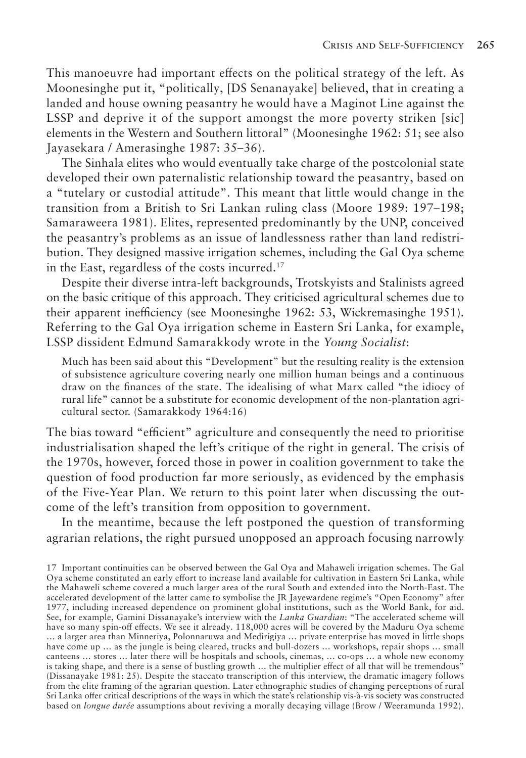This manoeuvre had important effects on the political strategy of the left. As Moonesinghe put it, "politically, [DS Senanayake] believed, that in creating a landed and house owning peasantry he would have a Maginot Line against the LSSP and deprive it of the support amongst the more poverty striken [sic] elements in the Western and Southern littoral" (Moonesinghe 1962: 51; see also Jayasekara / Amerasinghe 1987: 35–36).

The Sinhala elites who would eventually take charge of the postcolonial state developed their own paternalistic relationship toward the peasantry, based on a "tutelary or custodial attitude". This meant that little would change in the transition from a British to Sri Lankan ruling class (Moore 1989: 197–198; Samaraweera 1981). Elites, represented predominantly by the UNP, conceived the peasantry's problems as an issue of landlessness rather than land redistribution. They designed massive irrigation schemes, including the Gal Oya scheme in the East, regardless of the costs incurred.[17]

Despite their diverse intra-left backgrounds, Trotskyists and Stalinists agreed on the basic critique of this approach. They criticised agricultural schemes due to their apparent inefficiency (see Moonesinghe 1962: 53, Wickremasinghe 1951). Referring to the Gal Oya irrigation scheme in Eastern Sri Lanka, for example, LSSP dissident Edmund Samarakkody wrote in the *Young Socialist*:

> Much has been said about this "Development" but the resulting reality is the extension of subsistence agriculture covering nearly one million human beings and a continuous draw on the finances of the state. The idealising of what Marx called "the idiocy of rural life" cannot be a substitute for economic development of the non-plantation agricultural sector. (Samarakkody 1964:16)

The bias toward "efficient" agriculture and consequently the need to prioritise industrialisation shaped the left's critique of the right in general. The crisis of the 1970s, however, forced those in power in coalition government to take the question of food production far more seriously, as evidenced by the emphasis of the Five-Year Plan. We return to this point later when discussing the outcome of the left's transition from opposition to government.

In the meantime, because the left postponed the question of transforming agrarian relations, the right pursued unopposed an approach focusing narrowly

---

17 Important continuities can be observed between the Gal Oya and Mahaweli irrigation schemes. The Gal Oya scheme constituted an early effort to increase land available for cultivation in Eastern Sri Lanka, while the Mahaweli scheme covered a much larger area of the rural South and extended into the North-East. The accelerated development of the latter came to symbolise the JR Jayewardene regime's "Open Economy" after 1977, including increased dependence on prominent global institutions, such as the World Bank, for aid. See, for example, Gamini Dissanayake's interview with the *Lanka Guardian*: "The accelerated scheme will have so many spin-off effects. We see it already. 118,000 acres will be covered by the Maduru Oya scheme … a larger area than Minneriya, Polonnaruwa and Medirigiya … private enterprise has moved in little shops have come up … as the jungle is being cleared, trucks and bull-dozers … workshops, repair shops … small canteens … stores … later there will be hospitals and schools, cinemas, … co-ops … a whole new economy is taking shape, and there is a sense of bustling growth … the multiplier effect of all that will be tremendous" (Dissanayake 1981: 25). Despite the staccato transcription of this interview, the dramatic imagery follows from the elite framing of the agrarian question. Later ethnographic studies of changing perceptions of rural Sri Lanka offer critical descriptions of the ways in which the state's relationship vis-à-vis society was constructed based on *longue durée* assumptions about reviving a morally decaying village (Brow / Weeramunda 1992).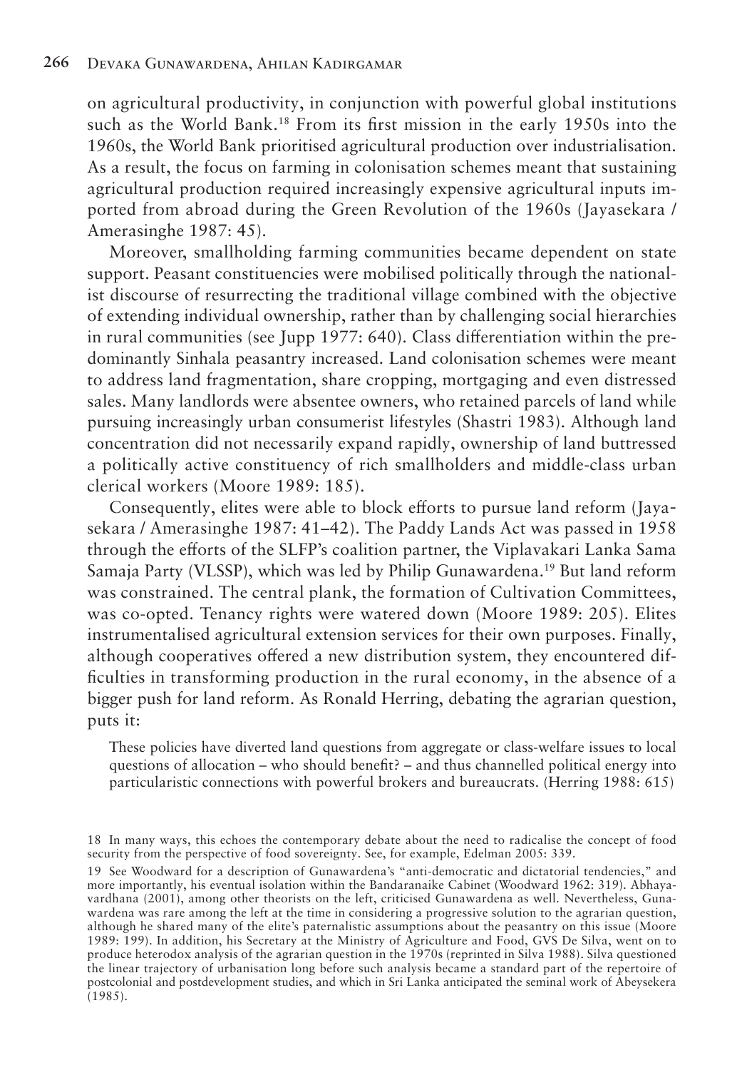on agricultural productivity, in conjunction with powerful global institutions such as the World Bank.[18] From its first mission in the early 1950s into the 1960s, the World Bank prioritised agricultural production over industrialisation. As a result, the focus on farming in colonisation schemes meant that sustaining agricultural production required increasingly expensive agricultural inputs imported from abroad during the Green Revolution of the 1960s (Jayasekara / Amerasinghe 1987: 45).

Moreover, smallholding farming communities became dependent on state support. Peasant constituencies were mobilised politically through the nationalist discourse of resurrecting the traditional village combined with the objective of extending individual ownership, rather than by challenging social hierarchies in rural communities (see Jupp 1977: 640). Class differentiation within the predominantly Sinhala peasantry increased. Land colonisation schemes were meant to address land fragmentation, share cropping, mortgaging and even distressed sales. Many landlords were absentee owners, who retained parcels of land while pursuing increasingly urban consumerist lifestyles (Shastri 1983). Although land concentration did not necessarily expand rapidly, ownership of land buttressed a politically active constituency of rich smallholders and middle-class urban clerical workers (Moore 1989: 185).

Consequently, elites were able to block efforts to pursue land reform (Jayasekara / Amerasinghe 1987: 41–42). The Paddy Lands Act was passed in 1958 through the efforts of the SLFP's coalition partner, the Viplavakari Lanka Sama Samaja Party (VLSSP), which was led by Philip Gunawardena.[19] But land reform was constrained. The central plank, the formation of Cultivation Committees, was co-opted. Tenancy rights were watered down (Moore 1989: 205). Elites instrumentalised agricultural extension services for their own purposes. Finally, although cooperatives offered a new distribution system, they encountered difficulties in transforming production in the rural economy, in the absence of a bigger push for land reform. As Ronald Herring, debating the agrarian question, puts it:

> These policies have diverted land questions from aggregate or class-welfare issues to local questions of allocation – who should benefit? – and thus channelled political energy into particularistic connections with powerful brokers and bureaucrats. (Herring 1988: 615)

---

18 In many ways, this echoes the contemporary debate about the need to radicalise the concept of food security from the perspective of food sovereignty. See, for example, Edelman 2005: 339.

19 See Woodward for a description of Gunawardena's "anti-democratic and dictatorial tendencies," and more importantly, his eventual isolation within the Bandaranaike Cabinet (Woodward 1962: 319). Abhayavardhana (2001), among other theorists on the left, criticised Gunawardena as well. Nevertheless, Gunawardena was rare among the left at the time in considering a progressive solution to the agrarian question, although he shared many of the elite's paternalistic assumptions about the peasantry on this issue (Moore 1989: 199). In addition, his Secretary at the Ministry of Agriculture and Food, GVS De Silva, went on to produce heterodox analysis of the agrarian question in the 1970s (reprinted in Silva 1988). Silva questioned the linear trajectory of urbanisation long before such analysis became a standard part of the repertoire of postcolonial and postdevelopment studies, and which in Sri Lanka anticipated the seminal work of Abeysekera (1985).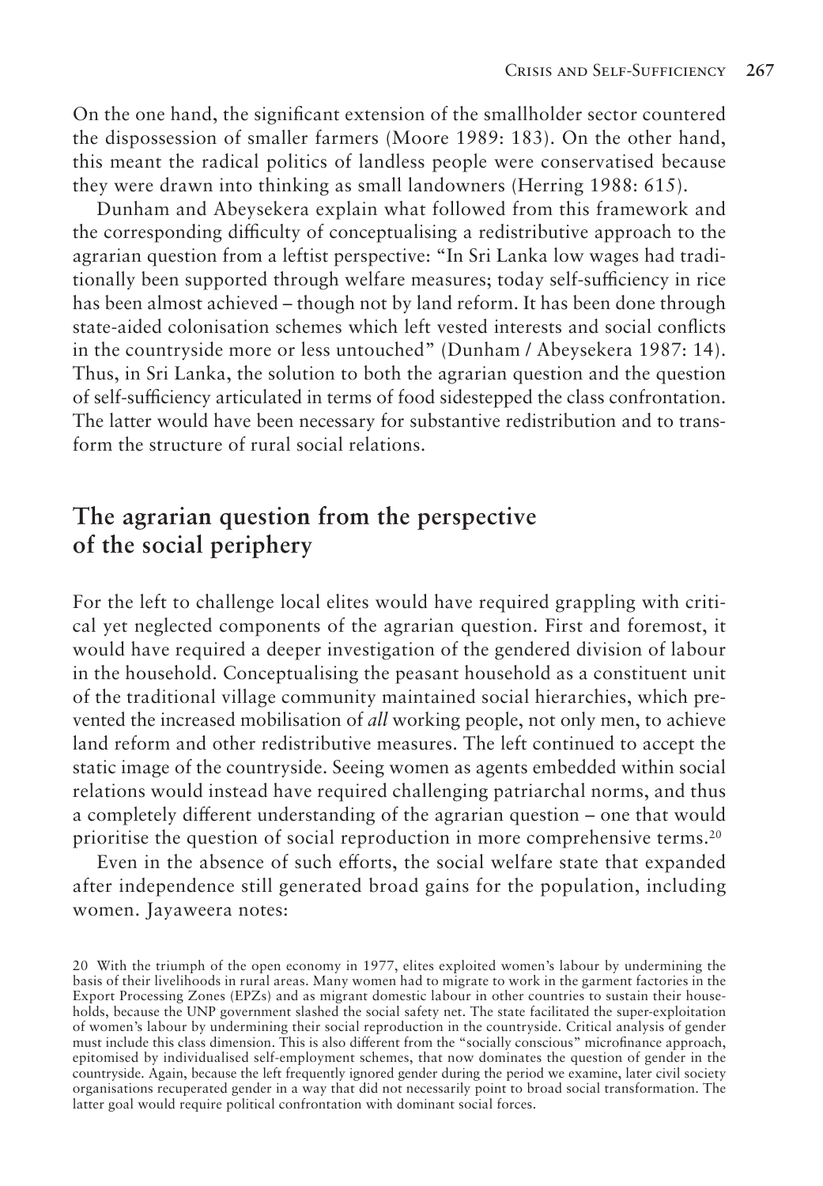On the one hand, the significant extension of the smallholder sector countered the dispossession of smaller farmers (Moore 1989: 183). On the other hand, this meant the radical politics of landless people were conservatised because they were drawn into thinking as small landowners (Herring 1988: 615).

Dunham and Abeysekera explain what followed from this framework and the corresponding difficulty of conceptualising a redistributive approach to the agrarian question from a leftist perspective: "In Sri Lanka low wages had traditionally been supported through welfare measures; today self-sufficiency in rice has been almost achieved – though not by land reform. It has been done through state-aided colonisation schemes which left vested interests and social conflicts in the countryside more or less untouched" (Dunham / Abeysekera 1987: 14). Thus, in Sri Lanka, the solution to both the agrarian question and the question of self-sufficiency articulated in terms of food sidestepped the class confrontation. The latter would have been necessary for substantive redistribution and to transform the structure of rural social relations.

## The agrarian question from the perspective of the social periphery

For the left to challenge local elites would have required grappling with critical yet neglected components of the agrarian question. First and foremost, it would have required a deeper investigation of the gendered division of labour in the household. Conceptualising the peasant household as a constituent unit of the traditional village community maintained social hierarchies, which prevented the increased mobilisation of *all* working people, not only men, to achieve land reform and other redistributive measures. The left continued to accept the static image of the countryside. Seeing women as agents embedded within social relations would instead have required challenging patriarchal norms, and thus a completely different understanding of the agrarian question – one that would prioritise the question of social reproduction in more comprehensive terms.[20]

Even in the absence of such efforts, the social welfare state that expanded after independence still generated broad gains for the population, including women. Jayaweera notes:

20 With the triumph of the open economy in 1977, elites exploited women's labour by undermining the basis of their livelihoods in rural areas. Many women had to migrate to work in the garment factories in the Export Processing Zones (EPZs) and as migrant domestic labour in other countries to sustain their households, because the UNP government slashed the social safety net. The state facilitated the super-exploitation of women's labour by undermining their social reproduction in the countryside. Critical analysis of gender must include this class dimension. This is also different from the "socially conscious" microfinance approach, epitomised by individualised self-employment schemes, that now dominates the question of gender in the countryside. Again, because the left frequently ignored gender during the period we examine, later civil society organisations recuperated gender in a way that did not necessarily point to broad social transformation. The latter goal would require political confrontation with dominant social forces.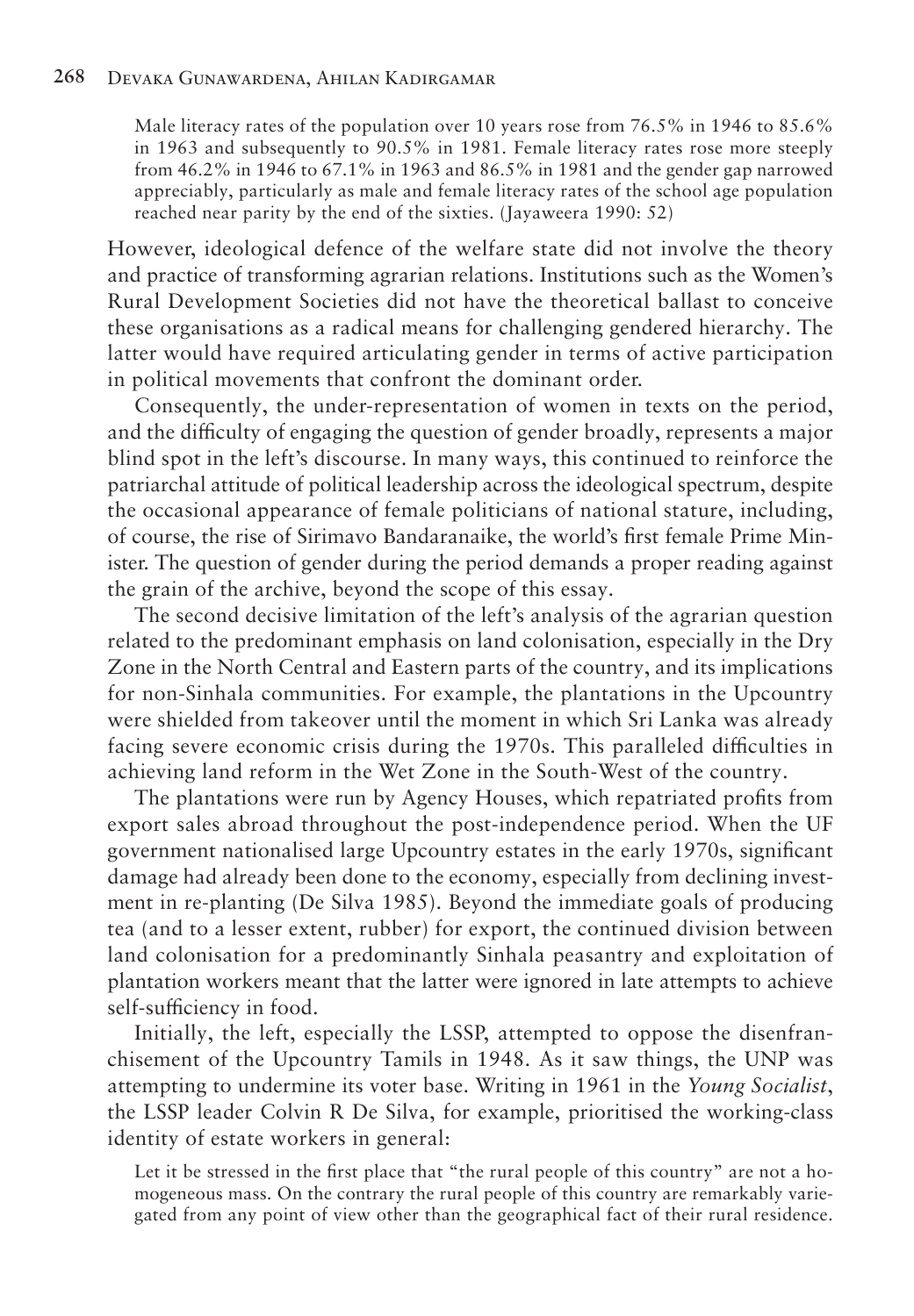> Male literacy rates of the population over 10 years rose from 76.5% in 1946 to 85.6% in 1963 and subsequently to 90.5% in 1981. Female literacy rates rose more steeply from 46.2% in 1946 to 67.1% in 1963 and 86.5% in 1981 and the gender gap narrowed appreciably, particularly as male and female literacy rates of the school age population reached near parity by the end of the sixties. (Jayaweera 1990: 52)

However, ideological defence of the welfare state did not involve the theory and practice of transforming agrarian relations. Institutions such as the Women's Rural Development Societies did not have the theoretical ballast to conceive these organisations as a radical means for challenging gendered hierarchy. The latter would have required articulating gender in terms of active participation in political movements that confront the dominant order.

Consequently, the under-representation of women in texts on the period, and the difficulty of engaging the question of gender broadly, represents a major blind spot in the left's discourse. In many ways, this continued to reinforce the patriarchal attitude of political leadership across the ideological spectrum, despite the occasional appearance of female politicians of national stature, including, of course, the rise of Sirimavo Bandaranaike, the world's first female Prime Minister. The question of gender during the period demands a proper reading against the grain of the archive, beyond the scope of this essay.

The second decisive limitation of the left's analysis of the agrarian question related to the predominant emphasis on land colonisation, especially in the Dry Zone in the North Central and Eastern parts of the country, and its implications for non-Sinhala communities. For example, the plantations in the Upcountry were shielded from takeover until the moment in which Sri Lanka was already facing severe economic crisis during the 1970s. This paralleled difficulties in achieving land reform in the Wet Zone in the South-West of the country.

The plantations were run by Agency Houses, which repatriated profits from export sales abroad throughout the post-independence period. When the UF government nationalised large Upcountry estates in the early 1970s, significant damage had already been done to the economy, especially from declining investment in re-planting (De Silva 1985). Beyond the immediate goals of producing tea (and to a lesser extent, rubber) for export, the continued division between land colonisation for a predominantly Sinhala peasantry and exploitation of plantation workers meant that the latter were ignored in late attempts to achieve self-sufficiency in food.

Initially, the left, especially the LSSP, attempted to oppose the disenfranchisement of the Upcountry Tamils in 1948. As it saw things, the UNP was attempting to undermine its voter base. Writing in 1961 in the *Young Socialist*, the LSSP leader Colvin R De Silva, for example, prioritised the working-class identity of estate workers in general:

> Let it be stressed in the first place that "the rural people of this country" are not a homogeneous mass. On the contrary the rural people of this country are remarkably variegated from any point of view other than the geographical fact of their rural residence.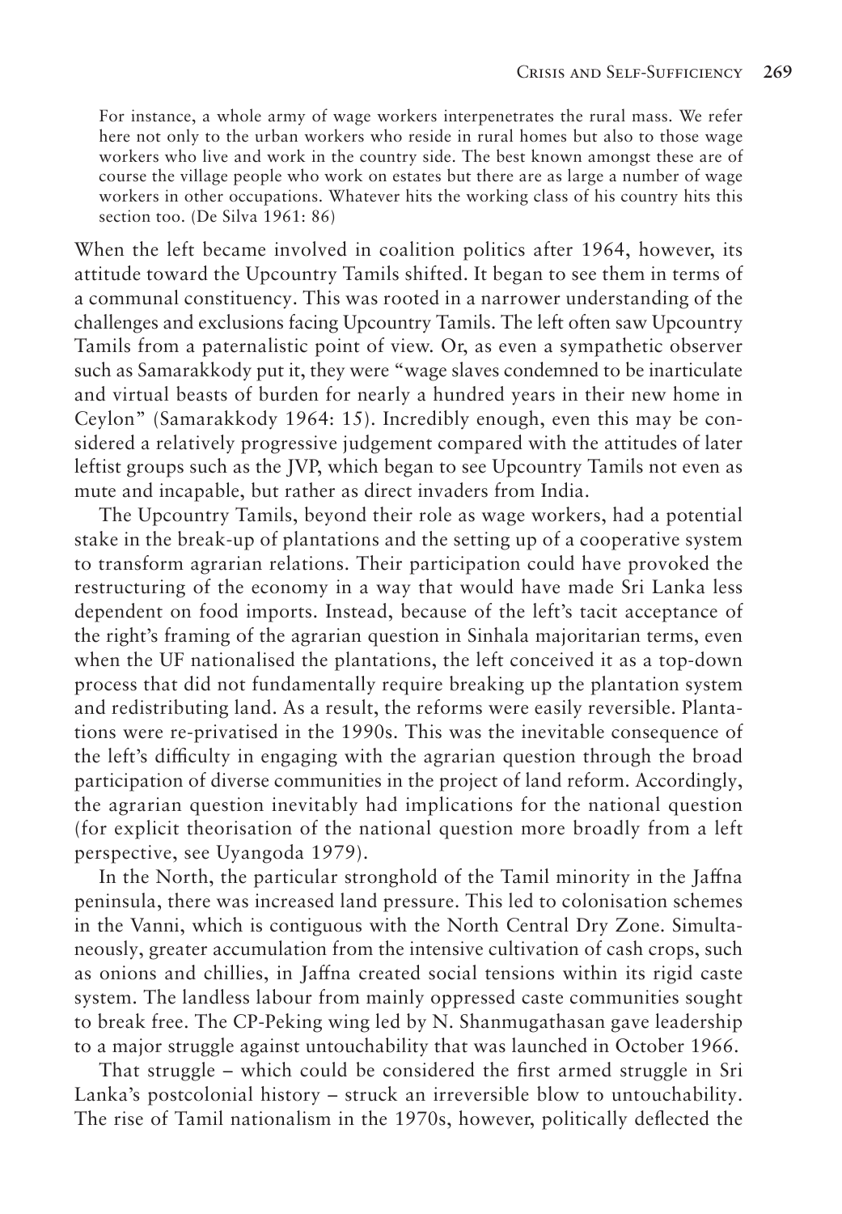> For instance, a whole army of wage workers interpenetrates the rural mass. We refer here not only to the urban workers who reside in rural homes but also to those wage workers who live and work in the country side. The best known amongst these are of course the village people who work on estates but there are as large a number of wage workers in other occupations. Whatever hits the working class of his country hits this section too. (De Silva 1961: 86)

When the left became involved in coalition politics after 1964, however, its attitude toward the Upcountry Tamils shifted. It began to see them in terms of a communal constituency. This was rooted in a narrower understanding of the challenges and exclusions facing Upcountry Tamils. The left often saw Upcountry Tamils from a paternalistic point of view. Or, as even a sympathetic observer such as Samarakkody put it, they were "wage slaves condemned to be inarticulate and virtual beasts of burden for nearly a hundred years in their new home in Ceylon" (Samarakkody 1964: 15). Incredibly enough, even this may be considered a relatively progressive judgement compared with the attitudes of later leftist groups such as the JVP, which began to see Upcountry Tamils not even as mute and incapable, but rather as direct invaders from India.

The Upcountry Tamils, beyond their role as wage workers, had a potential stake in the break-up of plantations and the setting up of a cooperative system to transform agrarian relations. Their participation could have provoked the restructuring of the economy in a way that would have made Sri Lanka less dependent on food imports. Instead, because of the left's tacit acceptance of the right's framing of the agrarian question in Sinhala majoritarian terms, even when the UF nationalised the plantations, the left conceived it as a top-down process that did not fundamentally require breaking up the plantation system and redistributing land. As a result, the reforms were easily reversible. Plantations were re-privatised in the 1990s. This was the inevitable consequence of the left's difficulty in engaging with the agrarian question through the broad participation of diverse communities in the project of land reform. Accordingly, the agrarian question inevitably had implications for the national question (for explicit theorisation of the national question more broadly from a left perspective, see Uyangoda 1979).

In the North, the particular stronghold of the Tamil minority in the Jaffna peninsula, there was increased land pressure. This led to colonisation schemes in the Vanni, which is contiguous with the North Central Dry Zone. Simultaneously, greater accumulation from the intensive cultivation of cash crops, such as onions and chillies, in Jaffna created social tensions within its rigid caste system. The landless labour from mainly oppressed caste communities sought to break free. The CP-Peking wing led by N. Shanmugathasan gave leadership to a major struggle against untouchability that was launched in October 1966.

That struggle – which could be considered the first armed struggle in Sri Lanka's postcolonial history – struck an irreversible blow to untouchability. The rise of Tamil nationalism in the 1970s, however, politically deflected the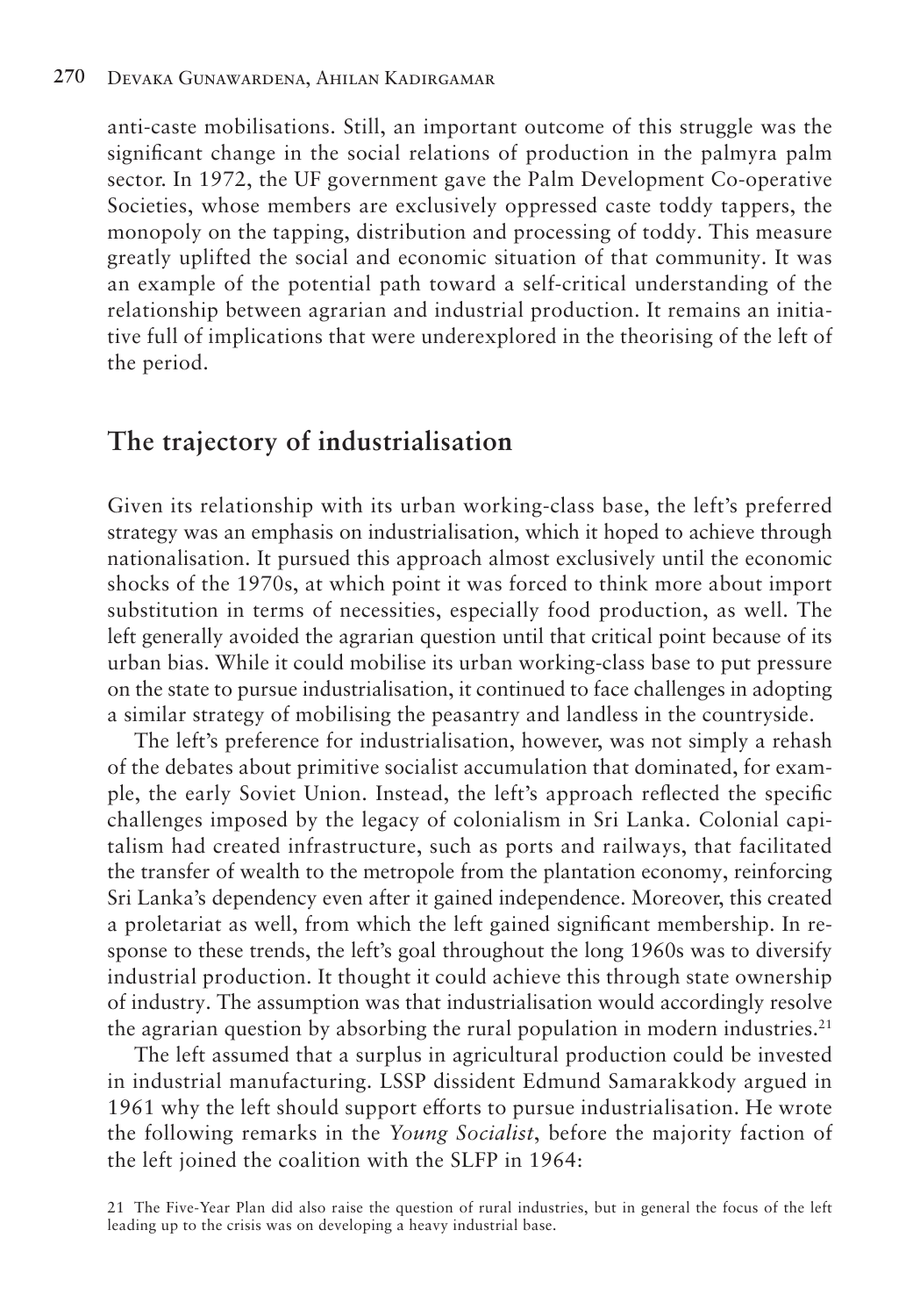anti-caste mobilisations. Still, an important outcome of this struggle was the significant change in the social relations of production in the palmyra palm sector. In 1972, the UF government gave the Palm Development Co-operative Societies, whose members are exclusively oppressed caste toddy tappers, the monopoly on the tapping, distribution and processing of toddy. This measure greatly uplifted the social and economic situation of that community. It was an example of the potential path toward a self-critical understanding of the relationship between agrarian and industrial production. It remains an initiative full of implications that were underexplored in the theorising of the left of the period.

## The trajectory of industrialisation

Given its relationship with its urban working-class base, the left's preferred strategy was an emphasis on industrialisation, which it hoped to achieve through nationalisation. It pursued this approach almost exclusively until the economic shocks of the 1970s, at which point it was forced to think more about import substitution in terms of necessities, especially food production, as well. The left generally avoided the agrarian question until that critical point because of its urban bias. While it could mobilise its urban working-class base to put pressure on the state to pursue industrialisation, it continued to face challenges in adopting a similar strategy of mobilising the peasantry and landless in the countryside.

The left's preference for industrialisation, however, was not simply a rehash of the debates about primitive socialist accumulation that dominated, for example, the early Soviet Union. Instead, the left's approach reflected the specific challenges imposed by the legacy of colonialism in Sri Lanka. Colonial capitalism had created infrastructure, such as ports and railways, that facilitated the transfer of wealth to the metropole from the plantation economy, reinforcing Sri Lanka's dependency even after it gained independence. Moreover, this created a proletariat as well, from which the left gained significant membership. In response to these trends, the left's goal throughout the long 1960s was to diversify industrial production. It thought it could achieve this through state ownership of industry. The assumption was that industrialisation would accordingly resolve the agrarian question by absorbing the rural population in modern industries.[21]

The left assumed that a surplus in agricultural production could be invested in industrial manufacturing. LSSP dissident Edmund Samarakkody argued in 1961 why the left should support efforts to pursue industrialisation. He wrote the following remarks in the *Young Socialist*, before the majority faction of the left joined the coalition with the SLFP in 1964:

21 The Five-Year Plan did also raise the question of rural industries, but in general the focus of the left leading up to the crisis was on developing a heavy industrial base.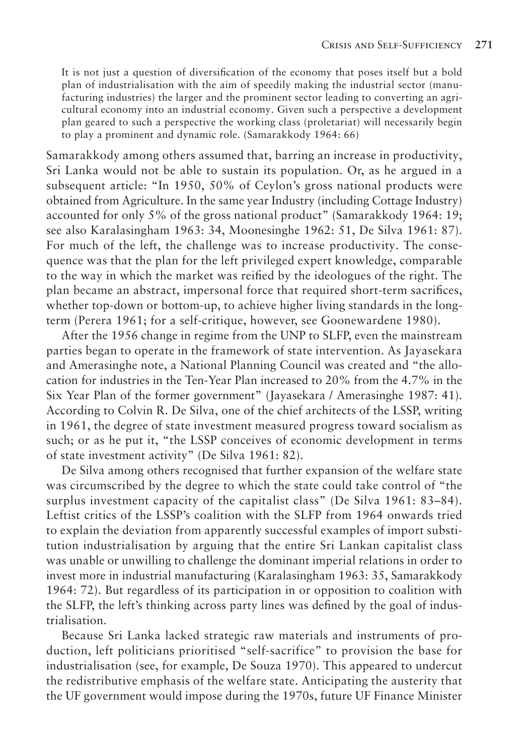> It is not just a question of diversification of the economy that poses itself but a bold plan of industrialisation with the aim of speedily making the industrial sector (manufacturing industries) the larger and the prominent sector leading to converting an agricultural economy into an industrial economy. Given such a perspective a development plan geared to such a perspective the working class (proletariat) will necessarily begin to play a prominent and dynamic role. (Samarakkody 1964: 66)

Samarakkody among others assumed that, barring an increase in productivity, Sri Lanka would not be able to sustain its population. Or, as he argued in a subsequent article: "In 1950, 50% of Ceylon's gross national products were obtained from Agriculture. In the same year Industry (including Cottage Industry) accounted for only 5% of the gross national product" (Samarakkody 1964: 19; see also Karalasingham 1963: 34, Moonesinghe 1962: 51, De Silva 1961: 87). For much of the left, the challenge was to increase productivity. The consequence was that the plan for the left privileged expert knowledge, comparable to the way in which the market was reified by the ideologues of the right. The plan became an abstract, impersonal force that required short-term sacrifices, whether top-down or bottom-up, to achieve higher living standards in the long-term (Perera 1961; for a self-critique, however, see Goonewardene 1980).

After the 1956 change in regime from the UNP to SLFP, even the mainstream parties began to operate in the framework of state intervention. As Jayasekara and Amerasinghe note, a National Planning Council was created and "the allocation for industries in the Ten-Year Plan increased to 20% from the 4.7% in the Six Year Plan of the former government" (Jayasekara / Amerasinghe 1987: 41). According to Colvin R. De Silva, one of the chief architects of the LSSP, writing in 1961, the degree of state investment measured progress toward socialism as such; or as he put it, "the LSSP conceives of economic development in terms of state investment activity" (De Silva 1961: 82).

De Silva among others recognised that further expansion of the welfare state was circumscribed by the degree to which the state could take control of "the surplus investment capacity of the capitalist class" (De Silva 1961: 83–84). Leftist critics of the LSSP's coalition with the SLFP from 1964 onwards tried to explain the deviation from apparently successful examples of import substitution industrialisation by arguing that the entire Sri Lankan capitalist class was unable or unwilling to challenge the dominant imperial relations in order to invest more in industrial manufacturing (Karalasingham 1963: 35, Samarakkody 1964: 72). But regardless of its participation in or opposition to coalition with the SLFP, the left's thinking across party lines was defined by the goal of industrialisation.

Because Sri Lanka lacked strategic raw materials and instruments of production, left politicians prioritised "self-sacrifice" to provision the base for industrialisation (see, for example, De Souza 1970). This appeared to undercut the redistributive emphasis of the welfare state. Anticipating the austerity that the UF government would impose during the 1970s, future UF Finance Minister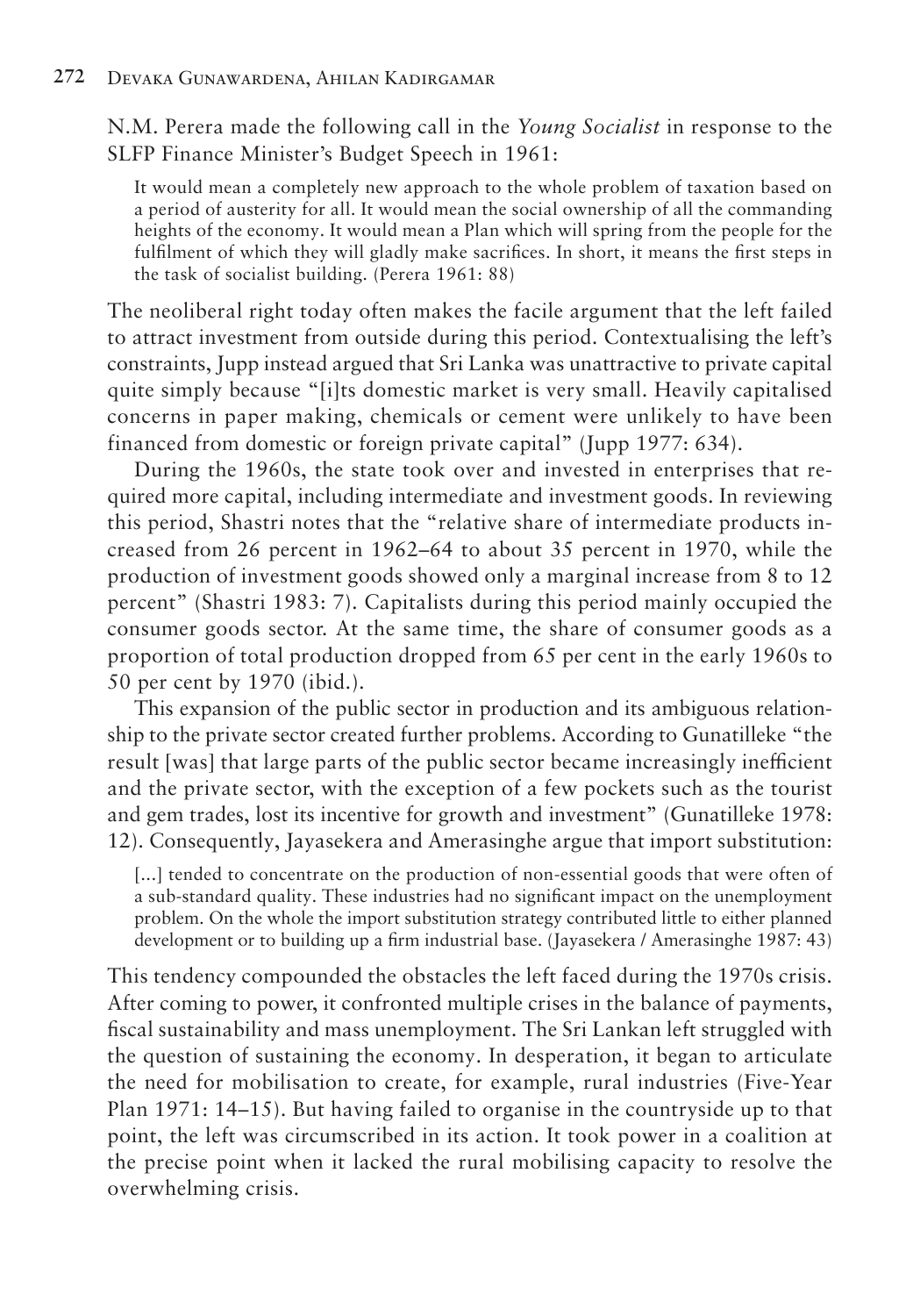N.M. Perera made the following call in the *Young Socialist* in response to the SLFP Finance Minister's Budget Speech in 1961:

> It would mean a completely new approach to the whole problem of taxation based on a period of austerity for all. It would mean the social ownership of all the commanding heights of the economy. It would mean a Plan which will spring from the people for the fulfilment of which they will gladly make sacrifices. In short, it means the first steps in the task of socialist building. (Perera 1961: 88)

The neoliberal right today often makes the facile argument that the left failed to attract investment from outside during this period. Contextualising the left's constraints, Jupp instead argued that Sri Lanka was unattractive to private capital quite simply because "[i]ts domestic market is very small. Heavily capitalised concerns in paper making, chemicals or cement were unlikely to have been financed from domestic or foreign private capital" (Jupp 1977: 634).

During the 1960s, the state took over and invested in enterprises that required more capital, including intermediate and investment goods. In reviewing this period, Shastri notes that the "relative share of intermediate products increased from 26 percent in 1962–64 to about 35 percent in 1970, while the production of investment goods showed only a marginal increase from 8 to 12 percent" (Shastri 1983: 7). Capitalists during this period mainly occupied the consumer goods sector. At the same time, the share of consumer goods as a proportion of total production dropped from 65 per cent in the early 1960s to 50 per cent by 1970 (ibid.).

This expansion of the public sector in production and its ambiguous relationship to the private sector created further problems. According to Gunatilleke "the result [was] that large parts of the public sector became increasingly inefficient and the private sector, with the exception of a few pockets such as the tourist and gem trades, lost its incentive for growth and investment" (Gunatilleke 1978: 12). Consequently, Jayasekera and Amerasinghe argue that import substitution:

> [...] tended to concentrate on the production of non-essential goods that were often of a sub-standard quality. These industries had no significant impact on the unemployment problem. On the whole the import substitution strategy contributed little to either planned development or to building up a firm industrial base. (Jayasekera / Amerasinghe 1987: 43)

This tendency compounded the obstacles the left faced during the 1970s crisis. After coming to power, it confronted multiple crises in the balance of payments, fiscal sustainability and mass unemployment. The Sri Lankan left struggled with the question of sustaining the economy. In desperation, it began to articulate the need for mobilisation to create, for example, rural industries (Five-Year Plan 1971: 14–15). But having failed to organise in the countryside up to that point, the left was circumscribed in its action. It took power in a coalition at the precise point when it lacked the rural mobilising capacity to resolve the overwhelming crisis.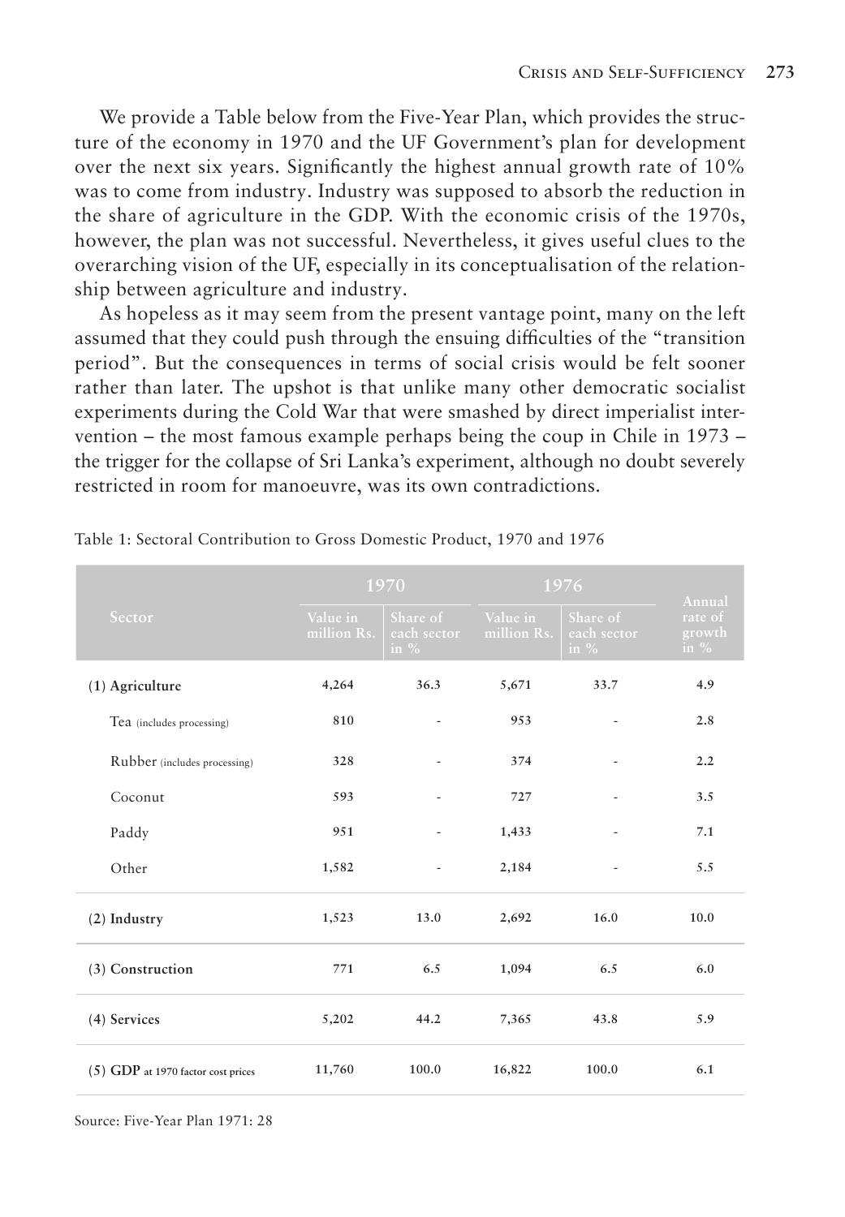We provide a Table below from the Five-Year Plan, which provides the structure of the economy in 1970 and the UF Government's plan for development over the next six years. Significantly the highest annual growth rate of 10% was to come from industry. Industry was supposed to absorb the reduction in the share of agriculture in the GDP. With the economic crisis of the 1970s, however, the plan was not successful. Nevertheless, it gives useful clues to the overarching vision of the UF, especially in its conceptualisation of the relationship between agriculture and industry.

As hopeless as it may seem from the present vantage point, many on the left assumed that they could push through the ensuing difficulties of the "transition period". But the consequences in terms of social crisis would be felt sooner rather than later. The upshot is that unlike many other democratic socialist experiments during the Cold War that were smashed by direct imperialist intervention – the most famous example perhaps being the coup in Chile in 1973 – the trigger for the collapse of Sri Lanka's experiment, although no doubt severely restricted in room for manoeuvre, was its own contradictions.

Table 1: Sectoral Contribution to Gross Domestic Product, 1970 and 1976

| Sector | 1970 | | 1976 | | Annual rate of growth in % |
|---|---|---|---|---|---|
| | Value in million Rs. | Share of each sector in % | Value in million Rs. | Share of each sector in % | |
| (1) **Agriculture** | 4,264 | 36.3 | 5,671 | 33.7 | 4.9 |
| Tea (includes processing) | 810 | - | 953 | - | 2.8 |
| Rubber (includes processing) | 328 | - | 374 | - | 2.2 |
| Coconut | 593 | - | 727 | - | 3.5 |
| Paddy | 951 | - | 1,433 | - | 7.1 |
| Other | 1,582 | - | 2,184 | - | 5.5 |
| (2) **Industry** | 1,523 | 13.0 | 2,692 | 16.0 | 10.0 |
| (3) **Construction** | 771 | 6.5 | 1,094 | 6.5 | 6.0 |
| (4) **Services** | 5,202 | 44.2 | 7,365 | 43.8 | 5.9 |
| (5) **GDP** at 1970 factor cost prices | 11,760 | 100.0 | 16,822 | 100.0 | 6.1 |

Source: Five-Year Plan 1971: 28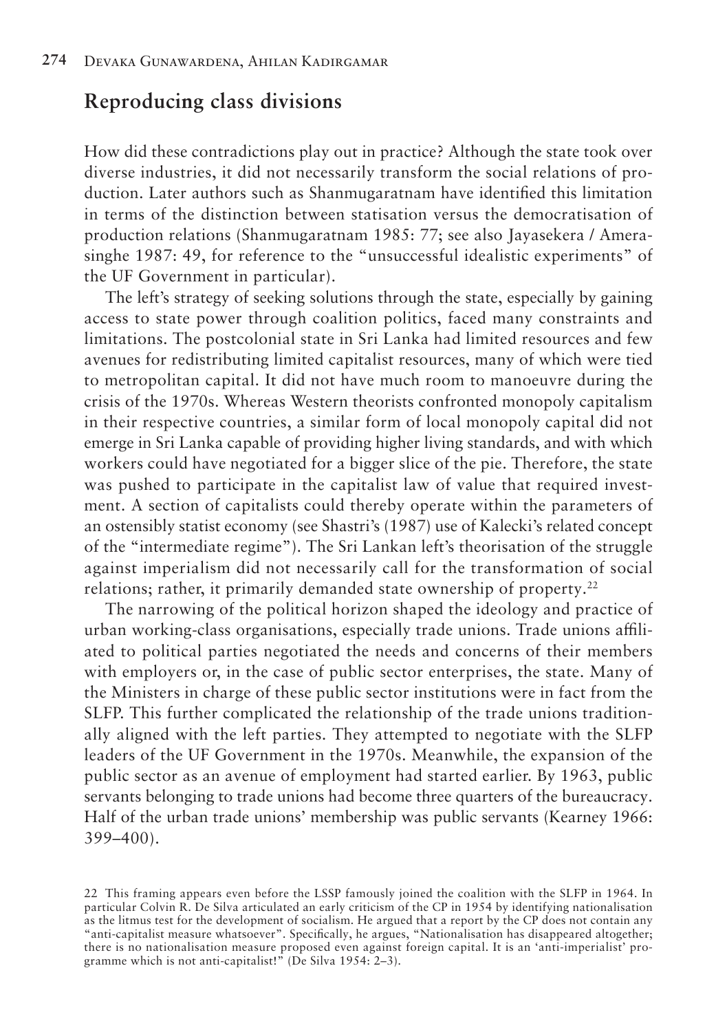## Reproducing class divisions

How did these contradictions play out in practice? Although the state took over diverse industries, it did not necessarily transform the social relations of production. Later authors such as Shanmugaratnam have identified this limitation in terms of the distinction between statisation versus the democratisation of production relations (Shanmugaratnam 1985: 77; see also Jayasekera / Amerasinghe 1987: 49, for reference to the "unsuccessful idealistic experiments" of the UF Government in particular).

The left's strategy of seeking solutions through the state, especially by gaining access to state power through coalition politics, faced many constraints and limitations. The postcolonial state in Sri Lanka had limited resources and few avenues for redistributing limited capitalist resources, many of which were tied to metropolitan capital. It did not have much room to manoeuvre during the crisis of the 1970s. Whereas Western theorists confronted monopoly capitalism in their respective countries, a similar form of local monopoly capital did not emerge in Sri Lanka capable of providing higher living standards, and with which workers could have negotiated for a bigger slice of the pie. Therefore, the state was pushed to participate in the capitalist law of value that required investment. A section of capitalists could thereby operate within the parameters of an ostensibly statist economy (see Shastri's (1987) use of Kalecki's related concept of the "intermediate regime"). The Sri Lankan left's theorisation of the struggle against imperialism did not necessarily call for the transformation of social relations; rather, it primarily demanded state ownership of property.[22]

The narrowing of the political horizon shaped the ideology and practice of urban working-class organisations, especially trade unions. Trade unions affiliated to political parties negotiated the needs and concerns of their members with employers or, in the case of public sector enterprises, the state. Many of the Ministers in charge of these public sector institutions were in fact from the SLFP. This further complicated the relationship of the trade unions traditionally aligned with the left parties. They attempted to negotiate with the SLFP leaders of the UF Government in the 1970s. Meanwhile, the expansion of the public sector as an avenue of employment had started earlier. By 1963, public servants belonging to trade unions had become three quarters of the bureaucracy. Half of the urban trade unions' membership was public servants (Kearney 1966: 399–400).

22 This framing appears even before the LSSP famously joined the coalition with the SLFP in 1964. In particular Colvin R. De Silva articulated an early criticism of the CP in 1954 by identifying nationalisation as the litmus test for the development of socialism. He argued that a report by the CP does not contain any "anti-capitalist measure whatsoever". Specifically, he argues, "Nationalisation has disappeared altogether; there is no nationalisation measure proposed even against foreign capital. It is an 'anti-imperialist' programme which is not anti-capitalist!" (De Silva 1954: 2–3).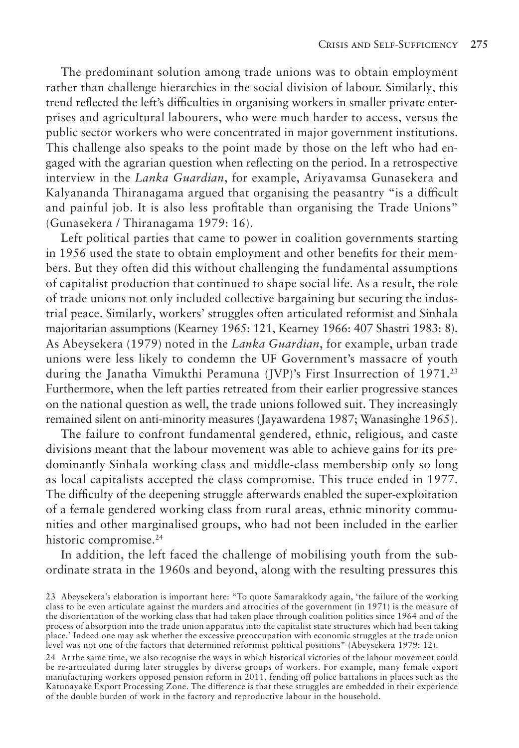The predominant solution among trade unions was to obtain employment rather than challenge hierarchies in the social division of labour. Similarly, this trend reflected the left's difficulties in organising workers in smaller private enterprises and agricultural labourers, who were much harder to access, versus the public sector workers who were concentrated in major government institutions. This challenge also speaks to the point made by those on the left who had engaged with the agrarian question when reflecting on the period. In a retrospective interview in the *Lanka Guardian*, for example, Ariyavamsa Gunasekera and Kalyananda Thiranagama argued that organising the peasantry "is a difficult and painful job. It is also less profitable than organising the Trade Unions" (Gunasekera / Thiranagama 1979: 16).

Left political parties that came to power in coalition governments starting in 1956 used the state to obtain employment and other benefits for their members. But they often did this without challenging the fundamental assumptions of capitalist production that continued to shape social life. As a result, the role of trade unions not only included collective bargaining but securing the industrial peace. Similarly, workers' struggles often articulated reformist and Sinhala majoritarian assumptions (Kearney 1965: 121, Kearney 1966: 407 Shastri 1983: 8). As Abeysekera (1979) noted in the *Lanka Guardian*, for example, urban trade unions were less likely to condemn the UF Government's massacre of youth during the Janatha Vimukthi Peramuna (JVP)'s First Insurrection of 1971.[23] Furthermore, when the left parties retreated from their earlier progressive stances on the national question as well, the trade unions followed suit. They increasingly remained silent on anti-minority measures (Jayawardena 1987; Wanasinghe 1965).

The failure to confront fundamental gendered, ethnic, religious, and caste divisions meant that the labour movement was able to achieve gains for its predominantly Sinhala working class and middle-class membership only so long as local capitalists accepted the class compromise. This truce ended in 1977. The difficulty of the deepening struggle afterwards enabled the super-exploitation of a female gendered working class from rural areas, ethnic minority communities and other marginalised groups, who had not been included in the earlier historic compromise.[24]

In addition, the left faced the challenge of mobilising youth from the subordinate strata in the 1960s and beyond, along with the resulting pressures this

23 Abeysekera's elaboration is important here: "To quote Samarakkody again, 'the failure of the working class to be even articulate against the murders and atrocities of the government (in 1971) is the measure of the disorientation of the working class that had taken place through coalition politics since 1964 and of the process of absorption into the trade union apparatus into the capitalist state structures which had been taking place.' Indeed one may ask whether the excessive preoccupation with economic struggles at the trade union level was not one of the factors that determined reformist political positions" (Abeysekera 1979: 12).

24 At the same time, we also recognise the ways in which historical victories of the labour movement could be re-articulated during later struggles by diverse groups of workers. For example, many female export manufacturing workers opposed pension reform in 2011, fending off police battalions in places such as the Katunayake Export Processing Zone. The difference is that these struggles are embedded in their experience of the double burden of work in the factory and reproductive labour in the household.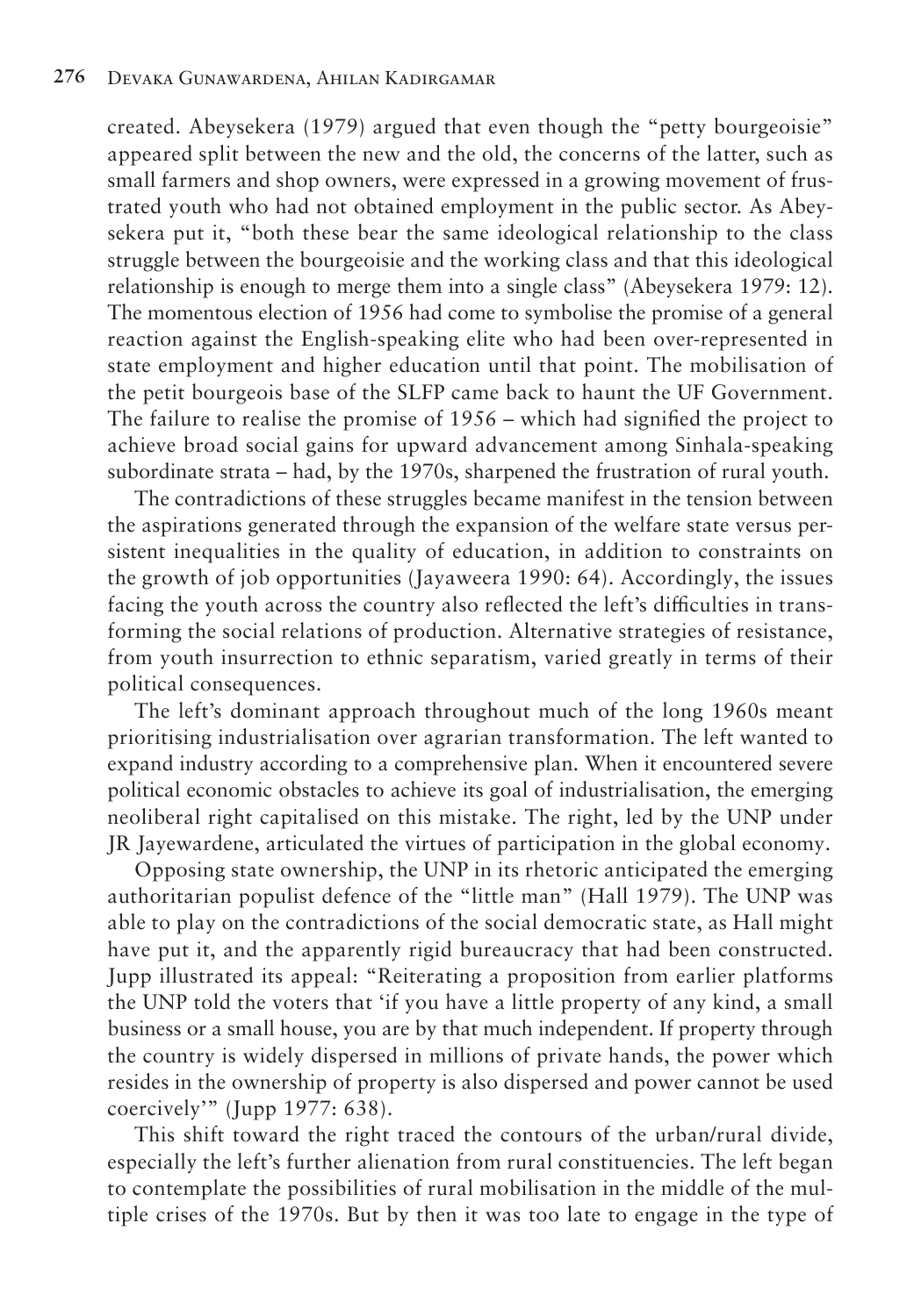created. Abeysekera (1979) argued that even though the "petty bourgeoisie" appeared split between the new and the old, the concerns of the latter, such as small farmers and shop owners, were expressed in a growing movement of frustrated youth who had not obtained employment in the public sector. As Abeysekera put it, "both these bear the same ideological relationship to the class struggle between the bourgeoisie and the working class and that this ideological relationship is enough to merge them into a single class" (Abeysekera 1979: 12). The momentous election of 1956 had come to symbolise the promise of a general reaction against the English-speaking elite who had been over-represented in state employment and higher education until that point. The mobilisation of the petit bourgeois base of the SLFP came back to haunt the UF Government. The failure to realise the promise of 1956 – which had signified the project to achieve broad social gains for upward advancement among Sinhala-speaking subordinate strata – had, by the 1970s, sharpened the frustration of rural youth.

The contradictions of these struggles became manifest in the tension between the aspirations generated through the expansion of the welfare state versus persistent inequalities in the quality of education, in addition to constraints on the growth of job opportunities (Jayaweera 1990: 64). Accordingly, the issues facing the youth across the country also reflected the left's difficulties in transforming the social relations of production. Alternative strategies of resistance, from youth insurrection to ethnic separatism, varied greatly in terms of their political consequences.

The left's dominant approach throughout much of the long 1960s meant prioritising industrialisation over agrarian transformation. The left wanted to expand industry according to a comprehensive plan. When it encountered severe political economic obstacles to achieve its goal of industrialisation, the emerging neoliberal right capitalised on this mistake. The right, led by the UNP under JR Jayewardene, articulated the virtues of participation in the global economy.

Opposing state ownership, the UNP in its rhetoric anticipated the emerging authoritarian populist defence of the "little man" (Hall 1979). The UNP was able to play on the contradictions of the social democratic state, as Hall might have put it, and the apparently rigid bureaucracy that had been constructed. Jupp illustrated its appeal: "Reiterating a proposition from earlier platforms the UNP told the voters that 'if you have a little property of any kind, a small business or a small house, you are by that much independent. If property through the country is widely dispersed in millions of private hands, the power which resides in the ownership of property is also dispersed and power cannot be used coercively'" (Jupp 1977: 638).

This shift toward the right traced the contours of the urban/rural divide, especially the left's further alienation from rural constituencies. The left began to contemplate the possibilities of rural mobilisation in the middle of the multiple crises of the 1970s. But by then it was too late to engage in the type of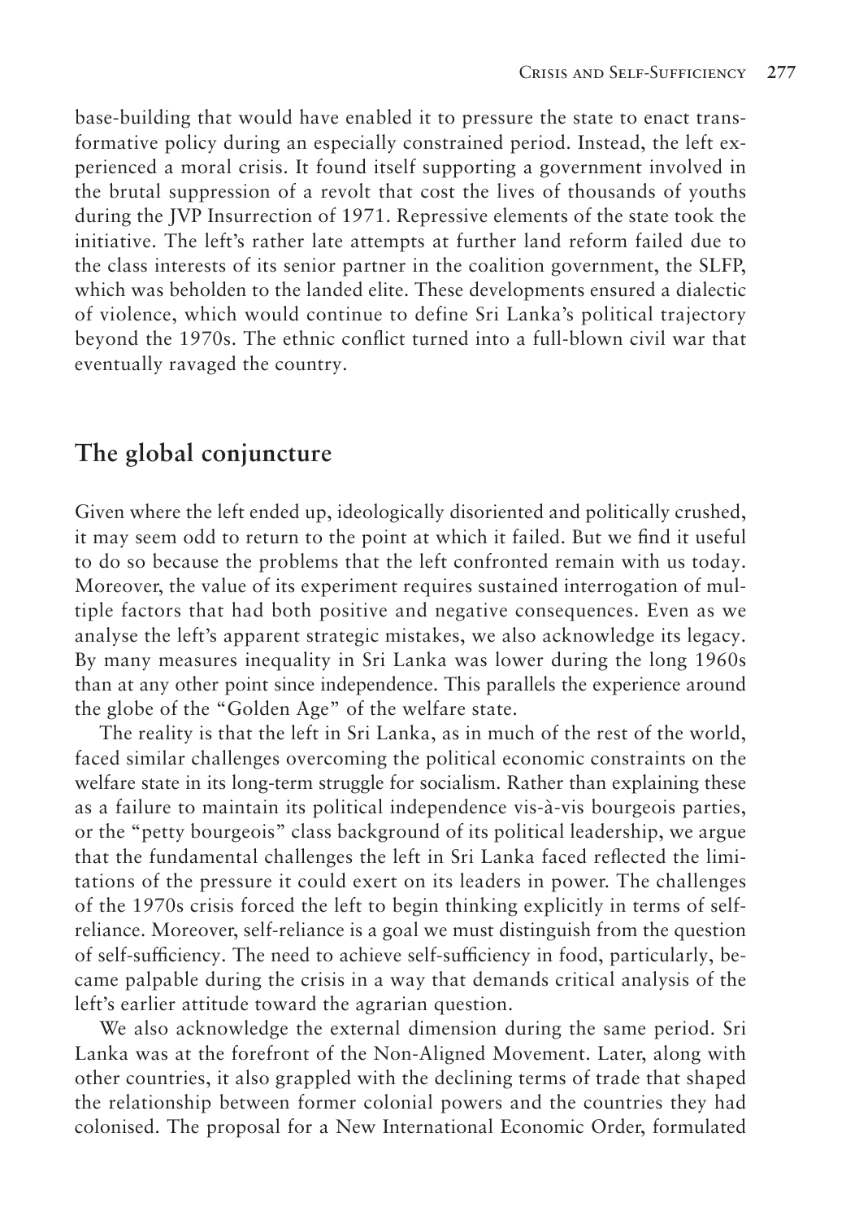base-building that would have enabled it to pressure the state to enact transformative policy during an especially constrained period. Instead, the left experienced a moral crisis. It found itself supporting a government involved in the brutal suppression of a revolt that cost the lives of thousands of youths during the JVP Insurrection of 1971. Repressive elements of the state took the initiative. The left's rather late attempts at further land reform failed due to the class interests of its senior partner in the coalition government, the SLFP, which was beholden to the landed elite. These developments ensured a dialectic of violence, which would continue to define Sri Lanka's political trajectory beyond the 1970s. The ethnic conflict turned into a full-blown civil war that eventually ravaged the country.

## The global conjuncture

Given where the left ended up, ideologically disoriented and politically crushed, it may seem odd to return to the point at which it failed. But we find it useful to do so because the problems that the left confronted remain with us today. Moreover, the value of its experiment requires sustained interrogation of multiple factors that had both positive and negative consequences. Even as we analyse the left's apparent strategic mistakes, we also acknowledge its legacy. By many measures inequality in Sri Lanka was lower during the long 1960s than at any other point since independence. This parallels the experience around the globe of the "Golden Age" of the welfare state.

The reality is that the left in Sri Lanka, as in much of the rest of the world, faced similar challenges overcoming the political economic constraints on the welfare state in its long-term struggle for socialism. Rather than explaining these as a failure to maintain its political independence vis-à-vis bourgeois parties, or the "petty bourgeois" class background of its political leadership, we argue that the fundamental challenges the left in Sri Lanka faced reflected the limitations of the pressure it could exert on its leaders in power. The challenges of the 1970s crisis forced the left to begin thinking explicitly in terms of self-reliance. Moreover, self-reliance is a goal we must distinguish from the question of self-sufficiency. The need to achieve self-sufficiency in food, particularly, became palpable during the crisis in a way that demands critical analysis of the left's earlier attitude toward the agrarian question.

We also acknowledge the external dimension during the same period. Sri Lanka was at the forefront of the Non-Aligned Movement. Later, along with other countries, it also grappled with the declining terms of trade that shaped the relationship between former colonial powers and the countries they had colonised. The proposal for a New International Economic Order, formulated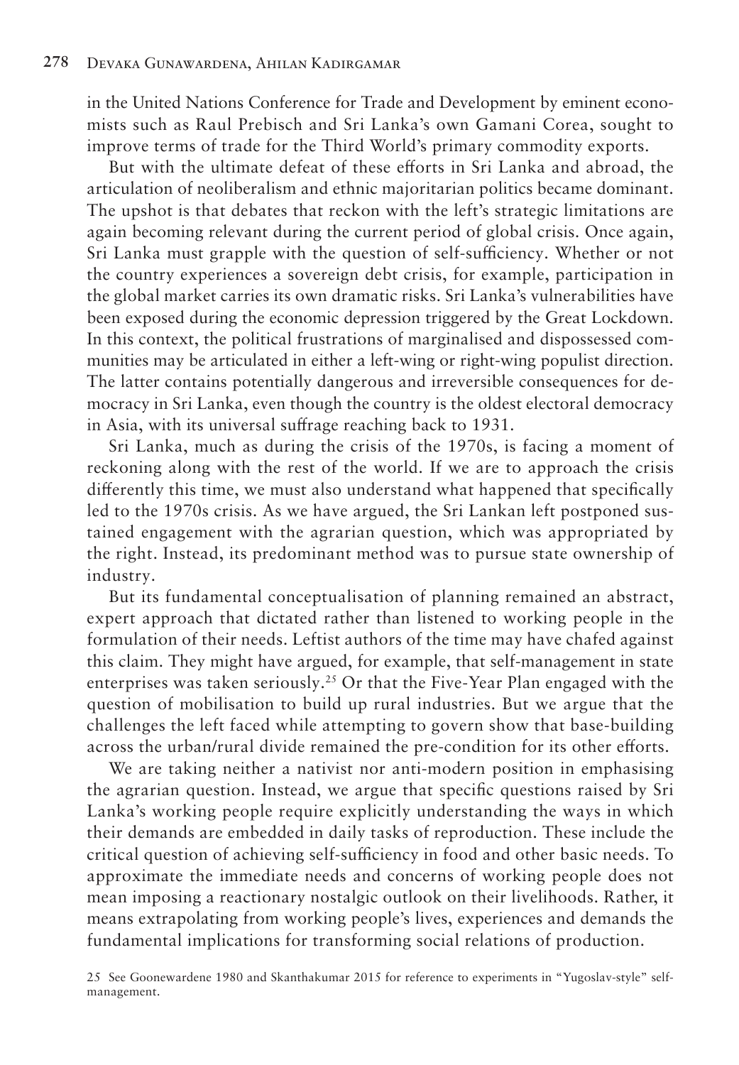in the United Nations Conference for Trade and Development by eminent economists such as Raul Prebisch and Sri Lanka's own Gamani Corea, sought to improve terms of trade for the Third World's primary commodity exports.

But with the ultimate defeat of these efforts in Sri Lanka and abroad, the articulation of neoliberalism and ethnic majoritarian politics became dominant. The upshot is that debates that reckon with the left's strategic limitations are again becoming relevant during the current period of global crisis. Once again, Sri Lanka must grapple with the question of self-sufficiency. Whether or not the country experiences a sovereign debt crisis, for example, participation in the global market carries its own dramatic risks. Sri Lanka's vulnerabilities have been exposed during the economic depression triggered by the Great Lockdown. In this context, the political frustrations of marginalised and dispossessed communities may be articulated in either a left-wing or right-wing populist direction. The latter contains potentially dangerous and irreversible consequences for democracy in Sri Lanka, even though the country is the oldest electoral democracy in Asia, with its universal suffrage reaching back to 1931.

Sri Lanka, much as during the crisis of the 1970s, is facing a moment of reckoning along with the rest of the world. If we are to approach the crisis differently this time, we must also understand what happened that specifically led to the 1970s crisis. As we have argued, the Sri Lankan left postponed sustained engagement with the agrarian question, which was appropriated by the right. Instead, its predominant method was to pursue state ownership of industry.

But its fundamental conceptualisation of planning remained an abstract, expert approach that dictated rather than listened to working people in the formulation of their needs. Leftist authors of the time may have chafed against this claim. They might have argued, for example, that self-management in state enterprises was taken seriously.[25] Or that the Five-Year Plan engaged with the question of mobilisation to build up rural industries. But we argue that the challenges the left faced while attempting to govern show that base-building across the urban/rural divide remained the pre-condition for its other efforts.

We are taking neither a nativist nor anti-modern position in emphasising the agrarian question. Instead, we argue that specific questions raised by Sri Lanka's working people require explicitly understanding the ways in which their demands are embedded in daily tasks of reproduction. These include the critical question of achieving self-sufficiency in food and other basic needs. To approximate the immediate needs and concerns of working people does not mean imposing a reactionary nostalgic outlook on their livelihoods. Rather, it means extrapolating from working people's lives, experiences and demands the fundamental implications for transforming social relations of production.

25 See Goonewardene 1980 and Skanthakumar 2015 for reference to experiments in "Yugoslav-style" self-management.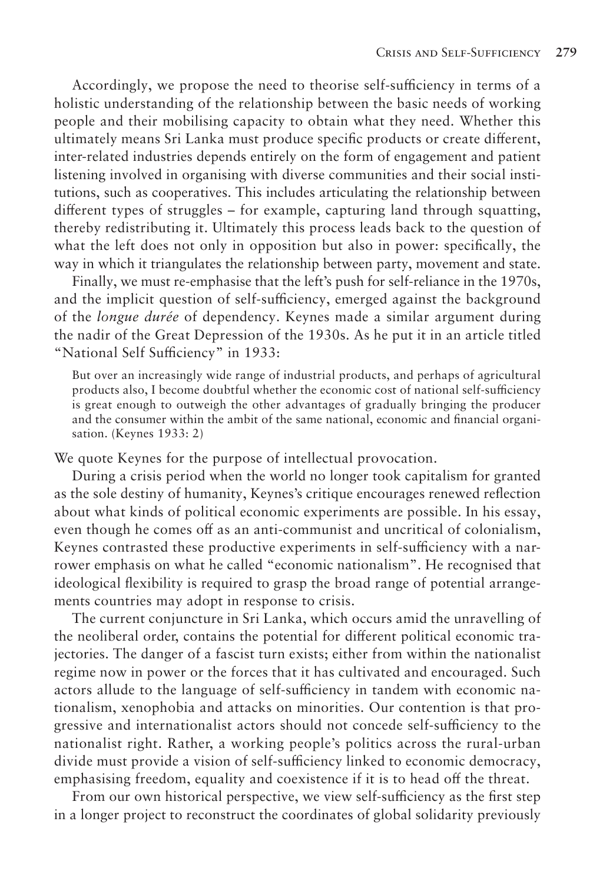Accordingly, we propose the need to theorise self-sufficiency in terms of a holistic understanding of the relationship between the basic needs of working people and their mobilising capacity to obtain what they need. Whether this ultimately means Sri Lanka must produce specific products or create different, inter-related industries depends entirely on the form of engagement and patient listening involved in organising with diverse communities and their social institutions, such as cooperatives. This includes articulating the relationship between different types of struggles – for example, capturing land through squatting, thereby redistributing it. Ultimately this process leads back to the question of what the left does not only in opposition but also in power: specifically, the way in which it triangulates the relationship between party, movement and state.

Finally, we must re-emphasise that the left's push for self-reliance in the 1970s, and the implicit question of self-sufficiency, emerged against the background of the *longue durée* of dependency. Keynes made a similar argument during the nadir of the Great Depression of the 1930s. As he put it in an article titled "National Self Sufficiency" in 1933:

> But over an increasingly wide range of industrial products, and perhaps of agricultural products also, I become doubtful whether the economic cost of national self-sufficiency is great enough to outweigh the other advantages of gradually bringing the producer and the consumer within the ambit of the same national, economic and financial organisation. (Keynes 1933: 2)

We quote Keynes for the purpose of intellectual provocation.

During a crisis period when the world no longer took capitalism for granted as the sole destiny of humanity, Keynes's critique encourages renewed reflection about what kinds of political economic experiments are possible. In his essay, even though he comes off as an anti-communist and uncritical of colonialism, Keynes contrasted these productive experiments in self-sufficiency with a narrower emphasis on what he called "economic nationalism". He recognised that ideological flexibility is required to grasp the broad range of potential arrangements countries may adopt in response to crisis.

The current conjuncture in Sri Lanka, which occurs amid the unravelling of the neoliberal order, contains the potential for different political economic trajectories. The danger of a fascist turn exists; either from within the nationalist regime now in power or the forces that it has cultivated and encouraged. Such actors allude to the language of self-sufficiency in tandem with economic nationalism, xenophobia and attacks on minorities. Our contention is that progressive and internationalist actors should not concede self-sufficiency to the nationalist right. Rather, a working people's politics across the rural-urban divide must provide a vision of self-sufficiency linked to economic democracy, emphasising freedom, equality and coexistence if it is to head off the threat.

From our own historical perspective, we view self-sufficiency as the first step in a longer project to reconstruct the coordinates of global solidarity previously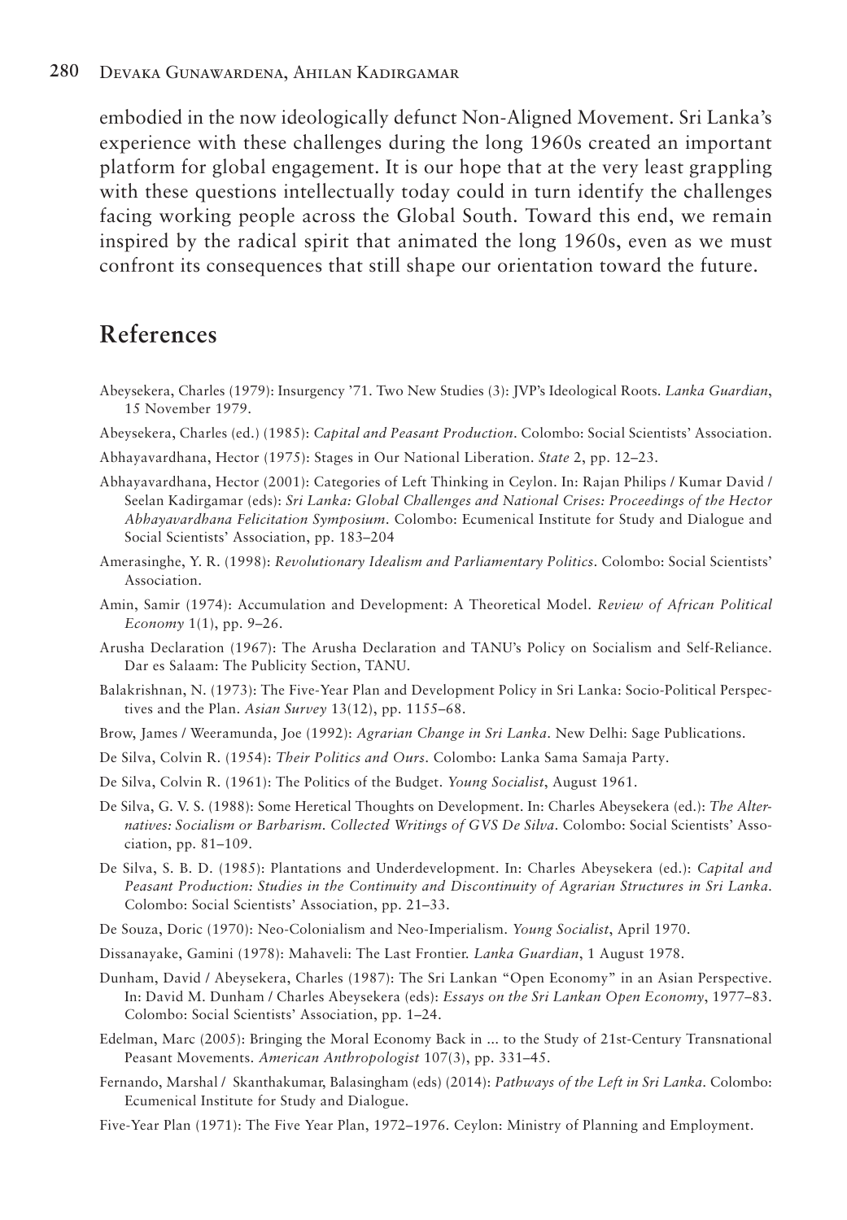embodied in the now ideologically defunct Non-Aligned Movement. Sri Lanka's experience with these challenges during the long 1960s created an important platform for global engagement. It is our hope that at the very least grappling with these questions intellectually today could in turn identify the challenges facing working people across the Global South. Toward this end, we remain inspired by the radical spirit that animated the long 1960s, even as we must confront its consequences that still shape our orientation toward the future.

## References

Abeysekera, Charles (1979): Insurgency '71. Two New Studies (3): JVP's Ideological Roots. *Lanka Guardian*, 15 November 1979.

Abeysekera, Charles (ed.) (1985): *Capital and Peasant Production*. Colombo: Social Scientists' Association.

Abhayavardhana, Hector (1975): Stages in Our National Liberation. *State* 2, pp. 12–23.

Abhayavardhana, Hector (2001): Categories of Left Thinking in Ceylon. In: Rajan Philips / Kumar David / Seelan Kadirgamar (eds): *Sri Lanka: Global Challenges and National Crises: Proceedings of the Hector Abhayavardhana Felicitation Symposium*. Colombo: Ecumenical Institute for Study and Dialogue and Social Scientists' Association, pp. 183–204

Amerasinghe, Y. R. (1998): *Revolutionary Idealism and Parliamentary Politics*. Colombo: Social Scientists' Association.

Amin, Samir (1974): Accumulation and Development: A Theoretical Model. *Review of African Political Economy* 1(1), pp. 9–26.

Arusha Declaration (1967): The Arusha Declaration and TANU's Policy on Socialism and Self-Reliance. Dar es Salaam: The Publicity Section, TANU.

Balakrishnan, N. (1973): The Five-Year Plan and Development Policy in Sri Lanka: Socio-Political Perspectives and the Plan. *Asian Survey* 13(12), pp. 1155–68.

Brow, James / Weeramunda, Joe (1992): *Agrarian Change in Sri Lanka*. New Delhi: Sage Publications.

De Silva, Colvin R. (1954): *Their Politics and Ours*. Colombo: Lanka Sama Samaja Party.

De Silva, Colvin R. (1961): The Politics of the Budget. *Young Socialist*, August 1961.

De Silva, G. V. S. (1988): Some Heretical Thoughts on Development. In: Charles Abeysekera (ed.): *The Alternatives: Socialism or Barbarism. Collected Writings of GVS De Silva*. Colombo: Social Scientists' Association, pp. 81–109.

De Silva, S. B. D. (1985): Plantations and Underdevelopment. In: Charles Abeysekera (ed.): *Capital and Peasant Production: Studies in the Continuity and Discontinuity of Agrarian Structures in Sri Lanka*. Colombo: Social Scientists' Association, pp. 21–33.

De Souza, Doric (1970): Neo-Colonialism and Neo-Imperialism. *Young Socialist*, April 1970.

Dissanayake, Gamini (1978): Mahaveli: The Last Frontier. *Lanka Guardian*, 1 August 1978.

Dunham, David / Abeysekera, Charles (1987): The Sri Lankan "Open Economy" in an Asian Perspective. In: David M. Dunham / Charles Abeysekera (eds): *Essays on the Sri Lankan Open Economy*, 1977–83. Colombo: Social Scientists' Association, pp. 1–24.

Edelman, Marc (2005): Bringing the Moral Economy Back in ... to the Study of 21st-Century Transnational Peasant Movements. *American Anthropologist* 107(3), pp. 331–45.

Fernando, Marshal / Skanthakumar, Balasingham (eds) (2014): *Pathways of the Left in Sri Lanka*. Colombo: Ecumenical Institute for Study and Dialogue.

Five-Year Plan (1971): The Five Year Plan, 1972–1976. Ceylon: Ministry of Planning and Employment.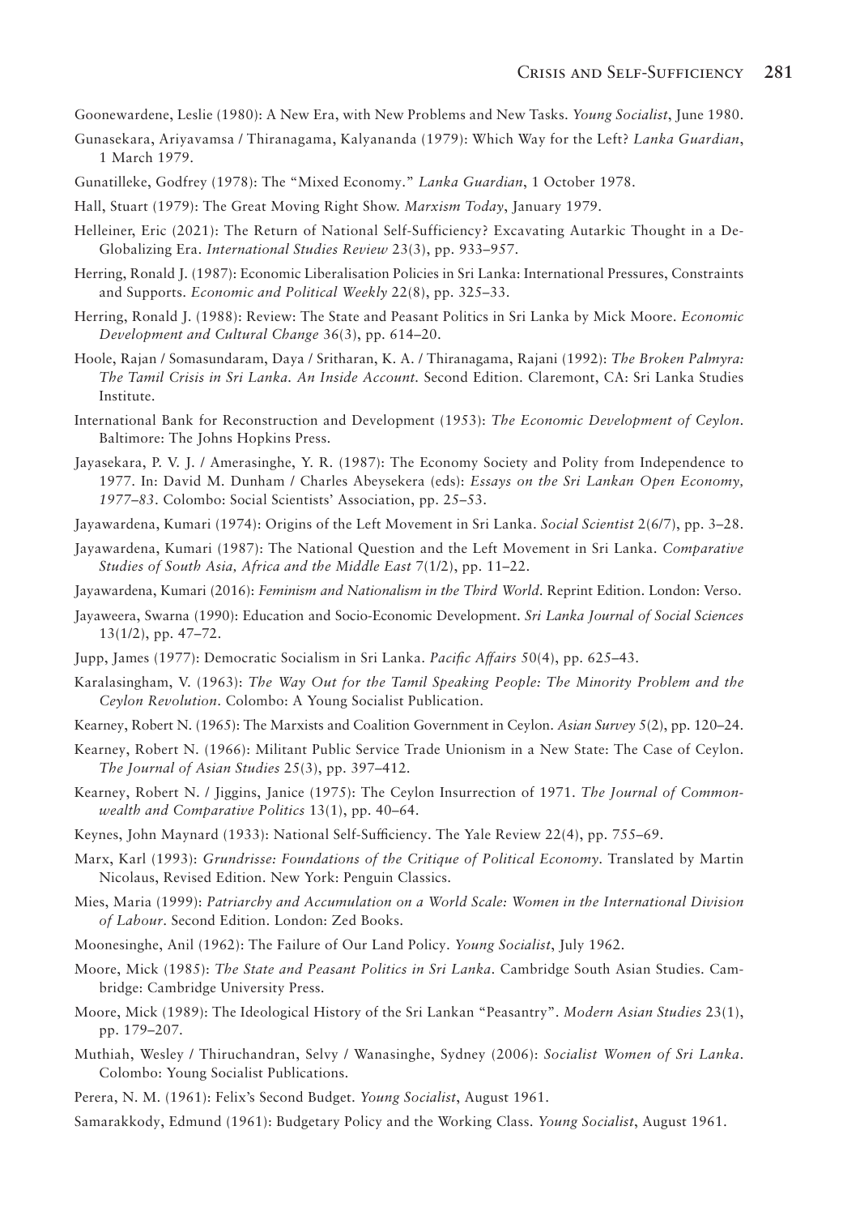Goonewardene, Leslie (1980): A New Era, with New Problems and New Tasks. *Young Socialist*, June 1980.

Gunasekara, Ariyavamsa / Thiranagama, Kalyananda (1979): Which Way for the Left? *Lanka Guardian*, 1 March 1979.

Gunatilleke, Godfrey (1978): The "Mixed Economy." *Lanka Guardian*, 1 October 1978.

Hall, Stuart (1979): The Great Moving Right Show. *Marxism Today*, January 1979.

Helleiner, Eric (2021): The Return of National Self-Sufficiency? Excavating Autarkic Thought in a De-Globalizing Era. *International Studies Review* 23(3), pp. 933–957.

Herring, Ronald J. (1987): Economic Liberalisation Policies in Sri Lanka: International Pressures, Constraints and Supports. *Economic and Political Weekly* 22(8), pp. 325–33.

Herring, Ronald J. (1988): Review: The State and Peasant Politics in Sri Lanka by Mick Moore. *Economic Development and Cultural Change* 36(3), pp. 614–20.

Hoole, Rajan / Somasundaram, Daya / Sritharan, K. A. / Thiranagama, Rajani (1992): *The Broken Palmyra: The Tamil Crisis in Sri Lanka. An Inside Account.* Second Edition. Claremont, CA: Sri Lanka Studies Institute.

International Bank for Reconstruction and Development (1953): *The Economic Development of Ceylon*. Baltimore: The Johns Hopkins Press.

Jayasekara, P. V. J. / Amerasinghe, Y. R. (1987): The Economy Society and Polity from Independence to 1977. In: David M. Dunham / Charles Abeysekera (eds): *Essays on the Sri Lankan Open Economy, 1977–83*. Colombo: Social Scientists' Association, pp. 25–53.

Jayawardena, Kumari (1974): Origins of the Left Movement in Sri Lanka. *Social Scientist* 2(6/7), pp. 3–28.

Jayawardena, Kumari (1987): The National Question and the Left Movement in Sri Lanka. *Comparative Studies of South Asia, Africa and the Middle East* 7(1/2), pp. 11–22.

Jayawardena, Kumari (2016): *Feminism and Nationalism in the Third World*. Reprint Edition. London: Verso.

Jayaweera, Swarna (1990): Education and Socio-Economic Development. *Sri Lanka Journal of Social Sciences* 13(1/2), pp. 47–72.

Jupp, James (1977): Democratic Socialism in Sri Lanka. *Pacific Affairs* 50(4), pp. 625–43.

Karalasingham, V. (1963): *The Way Out for the Tamil Speaking People: The Minority Problem and the Ceylon Revolution*. Colombo: A Young Socialist Publication.

Kearney, Robert N. (1965): The Marxists and Coalition Government in Ceylon. *Asian Survey* 5(2), pp. 120–24.

Kearney, Robert N. (1966): Militant Public Service Trade Unionism in a New State: The Case of Ceylon. *The Journal of Asian Studies* 25(3), pp. 397–412.

Kearney, Robert N. / Jiggins, Janice (1975): The Ceylon Insurrection of 1971. *The Journal of Commonwealth and Comparative Politics* 13(1), pp. 40–64.

Keynes, John Maynard (1933): National Self-Sufficiency. The Yale Review 22(4), pp. 755–69.

Marx, Karl (1993): *Grundrisse: Foundations of the Critique of Political Economy*. Translated by Martin Nicolaus, Revised Edition. New York: Penguin Classics.

Mies, Maria (1999): *Patriarchy and Accumulation on a World Scale: Women in the International Division of Labour*. Second Edition. London: Zed Books.

Moonesinghe, Anil (1962): The Failure of Our Land Policy. *Young Socialist*, July 1962.

Moore, Mick (1985): *The State and Peasant Politics in Sri Lanka*. Cambridge South Asian Studies. Cambridge: Cambridge University Press.

Moore, Mick (1989): The Ideological History of the Sri Lankan "Peasantry". *Modern Asian Studies* 23(1), pp. 179–207.

Muthiah, Wesley / Thiruchandran, Selvy / Wanasinghe, Sydney (2006): *Socialist Women of Sri Lanka*. Colombo: Young Socialist Publications.

Perera, N. M. (1961): Felix's Second Budget. *Young Socialist*, August 1961.

Samarakkody, Edmund (1961): Budgetary Policy and the Working Class. *Young Socialist*, August 1961.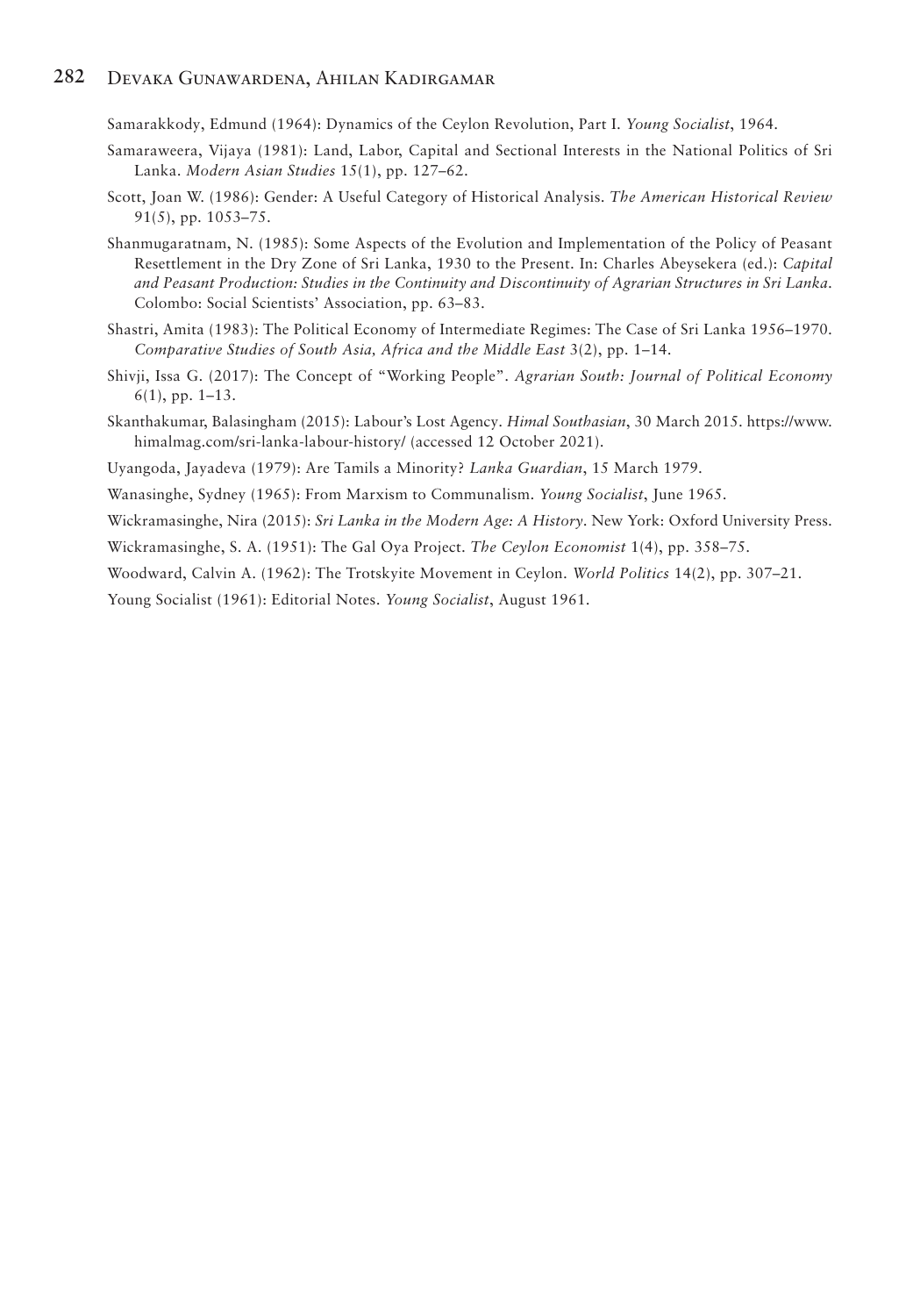Samarakkody, Edmund (1964): Dynamics of the Ceylon Revolution, Part I. *Young Socialist*, 1964.

Samaraweera, Vijaya (1981): Land, Labor, Capital and Sectional Interests in the National Politics of Sri Lanka. *Modern Asian Studies* 15(1), pp. 127–62.

Scott, Joan W. (1986): Gender: A Useful Category of Historical Analysis. *The American Historical Review* 91(5), pp. 1053–75.

Shanmugaratnam, N. (1985): Some Aspects of the Evolution and Implementation of the Policy of Peasant Resettlement in the Dry Zone of Sri Lanka, 1930 to the Present. In: Charles Abeysekera (ed.): *Capital and Peasant Production: Studies in the Continuity and Discontinuity of Agrarian Structures in Sri Lanka*. Colombo: Social Scientists' Association, pp. 63–83.

Shastri, Amita (1983): The Political Economy of Intermediate Regimes: The Case of Sri Lanka 1956–1970. *Comparative Studies of South Asia, Africa and the Middle East* 3(2), pp. 1–14.

Shivji, Issa G. (2017): The Concept of "Working People". *Agrarian South: Journal of Political Economy* 6(1), pp. 1–13.

Skanthakumar, Balasingham (2015): Labour's Lost Agency. *Himal Southasian*, 30 March 2015. https://www.himalmag.com/sri-lanka-labour-history/ (accessed 12 October 2021).

Uyangoda, Jayadeva (1979): Are Tamils a Minority? *Lanka Guardian*, 15 March 1979.

Wanasinghe, Sydney (1965): From Marxism to Communalism. *Young Socialist*, June 1965.

Wickramasinghe, Nira (2015): *Sri Lanka in the Modern Age: A History*. New York: Oxford University Press.

Wickramasinghe, S. A. (1951): The Gal Oya Project. *The Ceylon Economist* 1(4), pp. 358–75.

Woodward, Calvin A. (1962): The Trotskyite Movement in Ceylon. *World Politics* 14(2), pp. 307–21.

Young Socialist (1961): Editorial Notes. *Young Socialist*, August 1961.